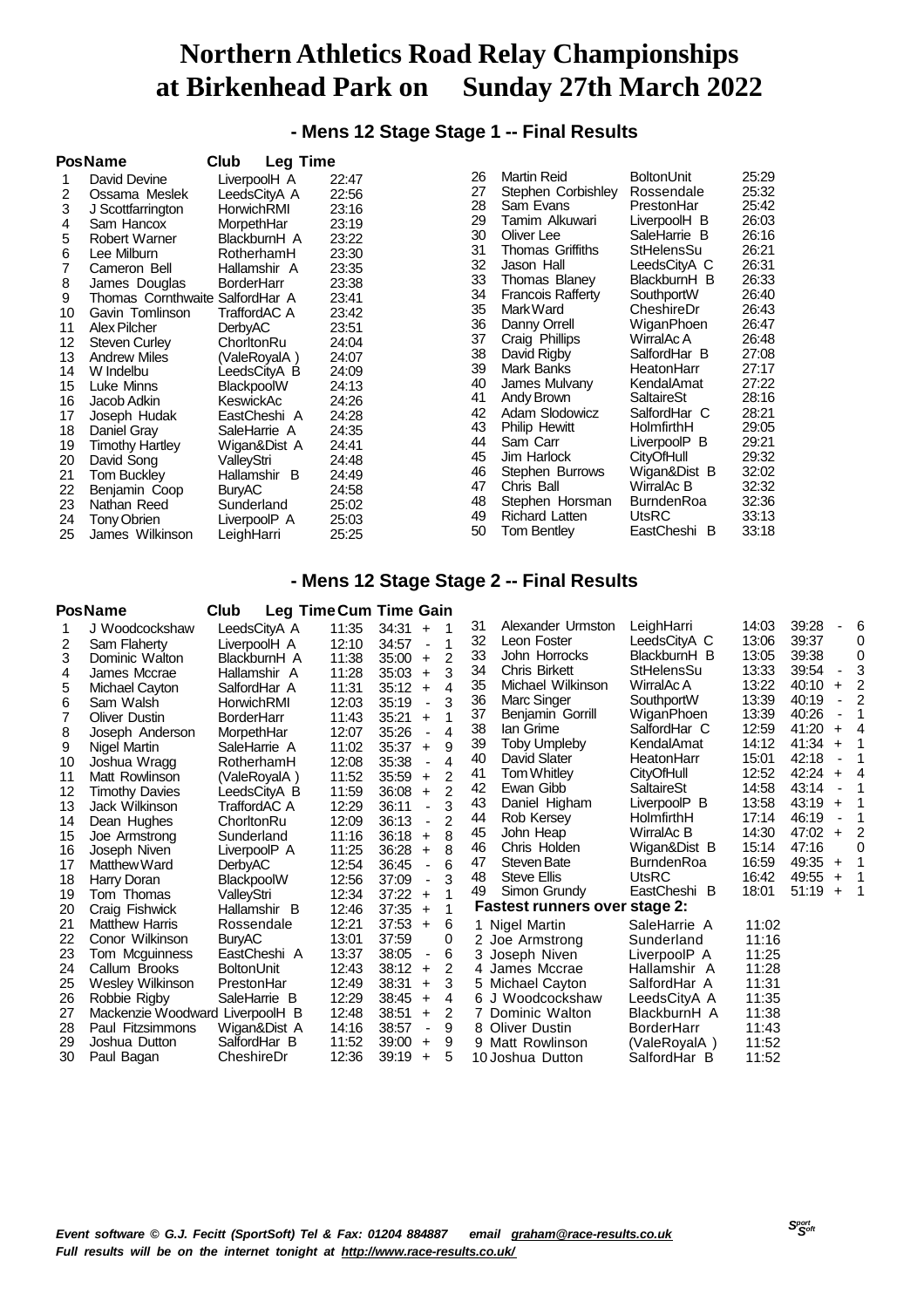# Northern Athletics Road Relay Championships
# at Birkenhead Park on Sunday 27th March 2022

## - Mens 12 Stage Stage 1 -- Final Results

| Pos | Name | Club | Leg Time |
|---|---|---|---|
| 1 | David Devine | LiverpoolH A | 22:47 |
| 2 | Ossama Meslek | LeedsCityA A | 22:56 |
| 3 | J Scottfarrington | HorwichRMI | 23:16 |
| 4 | Sam Hancox | MorpethHar | 23:19 |
| 5 | Robert Warner | BlackburnH A | 23:22 |
| 6 | Lee Milburn | RotherhamH | 23:30 |
| 7 | Cameron Bell | Hallamshir A | 23:35 |
| 8 | James Douglas | BorderHarr | 23:38 |
| 9 | Thomas Cornthwaite | SalfordHar A | 23:41 |
| 10 | Gavin Tomlinson | TraffordAC A | 23:42 |
| 11 | Alex Pilcher | DerbyAC | 23:51 |
| 12 | Steven Curley | ChorltonRu | 24:04 |
| 13 | Andrew Miles | (ValeRoyalA ) | 24:07 |
| 14 | W Indelbu | LeedsCityA B | 24:09 |
| 15 | Luke Minns | BlackpoolW | 24:13 |
| 16 | Jacob Adkin | KeswickAc | 24:26 |
| 17 | Joseph Hudak | EastCheshi A | 24:28 |
| 18 | Daniel Gray | SaleHarrie A | 24:35 |
| 19 | Timothy Hartley | Wigan&Dist A | 24:41 |
| 20 | David Song | ValleyStri | 24:48 |
| 21 | Tom Buckley | Hallamshir B | 24:49 |
| 22 | Benjamin Coop | BuryAC | 24:58 |
| 23 | Nathan Reed | Sunderland | 25:02 |
| 24 | Tony Obrien | LiverpoolP A | 25:03 |
| 25 | James Wilkinson | LeighHarri | 25:25 |
| 26 | Martin Reid | BoltonUnit | 25:29 |
| 27 | Stephen Corbishley | Rossendale | 25:32 |
| 28 | Sam Evans | PrestonHar | 25:42 |
| 29 | Tamim Alkuwari | LiverpoolH B | 26:03 |
| 30 | Oliver Lee | SaleHarrie B | 26:16 |
| 31 | Thomas Griffiths | StHelensSu | 26:21 |
| 32 | Jason Hall | LeedsCityA C | 26:31 |
| 33 | Thomas Blaney | BlackburnH B | 26:33 |
| 34 | Francois Rafferty | SouthportW | 26:40 |
| 35 | Mark Ward | CheshireDr | 26:43 |
| 36 | Danny Orrell | WiganPhoen | 26:47 |
| 37 | Craig Phillips | WirralAc A | 26:48 |
| 38 | David Rigby | SalfordHar B | 27:08 |
| 39 | Mark Banks | HeatonHarr | 27:17 |
| 40 | James Mulvany | KendalAmat | 27:22 |
| 41 | Andy Brown | SaltaireSt | 28:16 |
| 42 | Adam Slodowicz | SalfordHar C | 28:21 |
| 43 | Philip Hewitt | HolmfirthH | 29:05 |
| 44 | Sam Carr | LiverpoolP B | 29:21 |
| 45 | Jim Harlock | CityOfHull | 29:32 |
| 46 | Stephen Burrows | Wigan&Dist B | 32:02 |
| 47 | Chris Ball | WirralAc B | 32:32 |
| 48 | Stephen Horsman | BurndenRoa | 32:36 |
| 49 | Richard Latten | UtsRC | 33:13 |
| 50 | Tom Bentley | EastCheshi B | 33:18 |

## - Mens 12 Stage Stage 2 -- Final Results

| Pos | Name | Club | Leg Time | Cum Time | | Gain |
|---|---|---|---|---|---|---|
| 1 | J Woodcockshaw | LeedsCityA A | 11:35 | 34:31 | + | 1 |
| 2 | Sam Flaherty | LiverpoolH A | 12:10 | 34:57 | - | 1 |
| 3 | Dominic Walton | BlackburnH A | 11:38 | 35:00 | + | 2 |
| 4 | James Mccrae | Hallamshir A | 11:28 | 35:03 | + | 3 |
| 5 | Michael Cayton | SalfordHar A | 11:31 | 35:12 | + | 4 |
| 6 | Sam Walsh | HorwichRMI | 12:03 | 35:19 | - | 3 |
| 7 | Oliver Dustin | BorderHarr | 11:43 | 35:21 | + | 1 |
| 8 | Joseph Anderson | MorpethHar | 12:07 | 35:26 | - | 4 |
| 9 | Nigel Martin | SaleHarrie A | 11:02 | 35:37 | + | 9 |
| 10 | Joshua Wragg | RotherhamH | 12:08 | 35:38 | - | 4 |
| 11 | Matt Rowlinson | (ValeRoyalA ) | 11:52 | 35:59 | + | 2 |
| 12 | Timothy Davies | LeedsCityA B | 11:59 | 36:08 | + | 2 |
| 13 | Jack Wilkinson | TraffordAC A | 12:29 | 36:11 | - | 3 |
| 14 | Dean Hughes | ChorltonRu | 12:09 | 36:13 | - | 2 |
| 15 | Joe Armstrong | Sunderland | 11:16 | 36:18 | + | 8 |
| 16 | Joseph Niven | LiverpoolP A | 11:25 | 36:28 | + | 8 |
| 17 | Matthew Ward | DerbyAC | 12:54 | 36:45 | - | 6 |
| 18 | Harry Doran | BlackpoolW | 12:56 | 37:09 | - | 3 |
| 19 | Tom Thomas | ValleyStri | 12:34 | 37:22 | + | 1 |
| 20 | Craig Fishwick | Hallamshir B | 12:46 | 37:35 | + | 1 |
| 21 | Matthew Harris | Rossendale | 12:21 | 37:53 | + | 6 |
| 22 | Conor Wilkinson | BuryAC | 13:01 | 37:59 | | 0 |
| 23 | Tom Mcguinness | EastCheshi A | 13:37 | 38:05 | - | 6 |
| 24 | Callum Brooks | BoltonUnit | 12:43 | 38:12 | + | 2 |
| 25 | Wesley Wilkinson | PrestonHar | 12:49 | 38:31 | + | 3 |
| 26 | Robbie Rigby | SaleHarrie B | 12:29 | 38:45 | + | 4 |
| 27 | Mackenzie Woodward | LiverpoolH B | 12:48 | 38:51 | + | 2 |
| 28 | Paul Fitzsimmons | Wigan&Dist A | 14:16 | 38:57 | - | 9 |
| 29 | Joshua Dutton | SalfordHar B | 11:52 | 39:00 | + | 9 |
| 30 | Paul Bagan | CheshireDr | 12:36 | 39:19 | + | 5 |
| 31 | Alexander Urmston | LeighHarri | 14:03 | 39:28 | - | 6 |
| 32 | Leon Foster | LeedsCityA C | 13:06 | 39:37 | | 0 |
| 33 | John Horrocks | BlackburnH B | 13:05 | 39:38 | | 0 |
| 34 | Chris Birkett | StHelensSu | 13:33 | 39:54 | - | 3 |
| 35 | Michael Wilkinson | WirralAc A | 13:22 | 40:10 | + | 2 |
| 36 | Marc Singer | SouthportW | 13:39 | 40:19 | - | 2 |
| 37 | Benjamin Gorrill | WiganPhoen | 13:39 | 40:26 | - | 1 |
| 38 | Ian Grime | SalfordHar C | 12:59 | 41:20 | + | 4 |
| 39 | Toby Umpleby | KendalAmat | 14:12 | 41:34 | + | 1 |
| 40 | David Slater | HeatonHarr | 15:01 | 42:18 | - | 1 |
| 41 | Tom Whitley | CityOfHull | 12:52 | 42:24 | + | 4 |
| 42 | Ewan Gibb | SaltaireSt | 14:58 | 43:14 | - | 1 |
| 43 | Daniel Higham | LiverpoolP B | 13:58 | 43:19 | + | 1 |
| 44 | Rob Kersey | HolmfirthH | 17:14 | 46:19 | - | 1 |
| 45 | John Heap | WirralAc B | 14:30 | 47:02 | + | 2 |
| 46 | Chris Holden | Wigan&Dist B | 15:14 | 47:16 | | 0 |
| 47 | Steven Bate | BurndenRoa | 16:59 | 49:35 | + | 1 |
| 48 | Steve Ellis | UtsRC | 16:42 | 49:55 | + | 1 |
| 49 | Simon Grundy | EastCheshi B | 18:01 | 51:19 | + | 1 |

**Fastest runners over stage 2:**

| | Name | Club | Time |
|---|---|---|---|
| 1 | Nigel Martin | SaleHarrie A | 11:02 |
| 2 | Joe Armstrong | Sunderland | 11:16 |
| 3 | Joseph Niven | LiverpoolP A | 11:25 |
| 4 | James Mccrae | Hallamshir A | 11:28 |
| 5 | Michael Cayton | SalfordHar A | 11:31 |
| 6 | J Woodcockshaw | LeedsCityA A | 11:35 |
| 7 | Dominic Walton | BlackburnH A | 11:38 |
| 8 | Oliver Dustin | BorderHarr | 11:43 |
| 9 | Matt Rowlinson | (ValeRoyalA ) | 11:52 |
| 10 | Joshua Dutton | SalfordHar B | 11:52 |

*Event software © G.J. Fecitt (SportSoft) Tel & Fax: 01204 884887 email graham@race-results.co.uk*
*Full results will be on the internet tonight at http://www.race-results.co.uk/*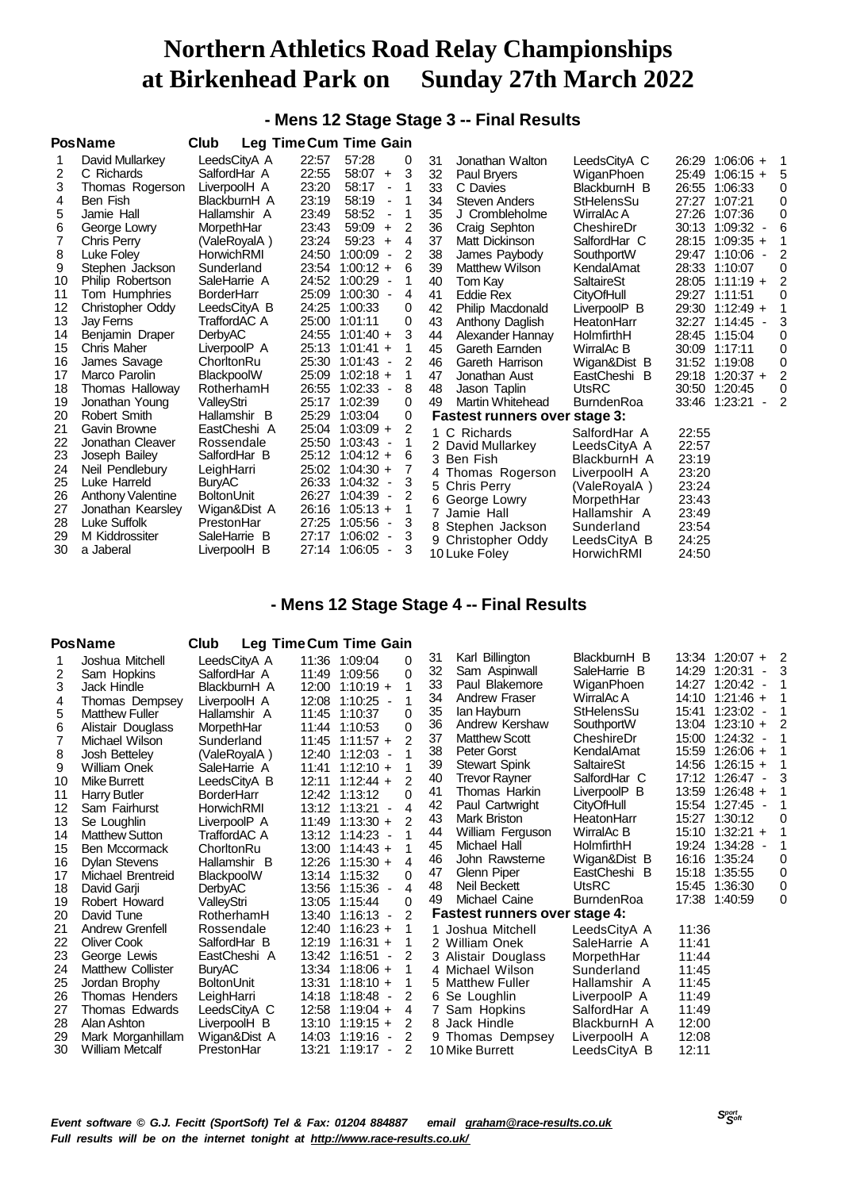# Northern Athletics Road Relay Championships at Birkenhead Park on Sunday 27th March 2022

## - Mens 12 Stage Stage 3 -- Final Results

| Pos | Name | Club | Leg Time | Cum Time | Gain |
|---|---|---|---|---|---|
| 1 | David Mullarkey | LeedsCityA A | 22:57 | 57:28 | 0 |
| 2 | C Richards | SalfordHar A | 22:55 | 58:07 + | 3 |
| 3 | Thomas Rogerson | LiverpoolH A | 23:20 | 58:17 - | 1 |
| 4 | Ben Fish | BlackburnH A | 23:19 | 58:19 - | 1 |
| 5 | Jamie Hall | Hallamshir A | 23:49 | 58:52 - | 1 |
| 6 | George Lowry | MorpethHar | 23:43 | 59:09 + | 2 |
| 7 | Chris Perry | (ValeRoyalA ) | 23:24 | 59:23 + | 4 |
| 8 | Luke Foley | HorwichRMI | 24:50 | 1:00:09 - | 2 |
| 9 | Stephen Jackson | Sunderland | 23:54 | 1:00:12 + | 6 |
| 10 | Philip Robertson | SaleHarrie A | 24:52 | 1:00:29 - | 1 |
| 11 | Tom Humphries | BorderHarr | 25:09 | 1:00:30 - | 4 |
| 12 | Christopher Oddy | LeedsCityA B | 24:25 | 1:00:33 | 0 |
| 13 | Jay Ferns | TraffordAC A | 25:00 | 1:01:11 | 0 |
| 14 | Benjamin Draper | DerbyAC | 24:55 | 1:01:40 + | 3 |
| 15 | Chris Maher | LiverpoolP A | 25:13 | 1:01:41 + | 1 |
| 16 | James Savage | ChorltonRu | 25:30 | 1:01:43 - | 2 |
| 17 | Marco Parolin | BlackpoolW | 25:09 | 1:02:18 + | 1 |
| 18 | Thomas Halloway | RotherhamH | 26:55 | 1:02:33 - | 8 |
| 19 | Jonathan Young | ValleyStri | 25:17 | 1:02:39 | 0 |
| 20 | Robert Smith | Hallamshir B | 25:29 | 1:03:04 | 0 |
| 21 | Gavin Browne | EastCheshi A | 25:04 | 1:03:09 + | 2 |
| 22 | Jonathan Cleaver | Rossendale | 25:50 | 1:03:43 - | 1 |
| 23 | Joseph Bailey | SalfordHar B | 25:12 | 1:04:12 + | 6 |
| 24 | Neil Pendlebury | LeighHarri | 25:02 | 1:04:30 + | 7 |
| 25 | Luke Harreld | BuryAC | 26:33 | 1:04:32 - | 3 |
| 26 | Anthony Valentine | BoltonUnit | 26:27 | 1:04:39 - | 2 |
| 27 | Jonathan Kearsley | Wigan&Dist A | 26:16 | 1:05:13 + | 1 |
| 28 | Luke Suffolk | PrestonHar | 27:25 | 1:05:56 - | 3 |
| 29 | M Kiddrossiter | SaleHarrie B | 27:17 | 1:06:02 - | 3 |
| 30 | a Jaberal | LiverpoolH B | 27:14 | 1:06:05 - | 3 |
| 31 | Jonathan Walton | LeedsCityA C | 26:29 | 1:06:06 + | 1 |
| 32 | Paul Bryers | WiganPhoen | 25:49 | 1:06:15 + | 5 |
| 33 | C Davies | BlackburnH B | 26:55 | 1:06:33 | 0 |
| 34 | Steven Anders | StHelensSu | 27:27 | 1:07:21 | 0 |
| 35 | J Crombleholme | WirralAc A | 27:26 | 1:07:36 | 0 |
| 36 | Craig Sephton | CheshireDr | 30:13 | 1:09:32 - | 6 |
| 37 | Matt Dickinson | SalfordHar C | 28:15 | 1:09:35 + | 1 |
| 38 | James Paybody | SouthportW | 29:47 | 1:10:06 - | 2 |
| 39 | Matthew Wilson | KendalAmat | 28:33 | 1:10:07 | 0 |
| 40 | Tom Kay | SaltaireSt | 28:05 | 1:11:19 + | 2 |
| 41 | Eddie Rex | CityOfHull | 29:27 | 1:11:51 | 0 |
| 42 | Philip Macdonald | LiverpoolP B | 29:30 | 1:12:49 + | 1 |
| 43 | Anthony Daglish | HeatonHarr | 32:27 | 1:14:45 - | 3 |
| 44 | Alexander Hannay | HolmfirthH | 28:45 | 1:15:04 | 0 |
| 45 | Gareth Earnden | WirralAc B | 30:09 | 1:17:11 | 0 |
| 46 | Gareth Harrison | Wigan&Dist B | 31:52 | 1:19:08 | 0 |
| 47 | Jonathan Aust | EastCheshi B | 29:18 | 1:20:37 + | 2 |
| 48 | Jason Taplin | UtsRC | 30:50 | 1:20:45 | 0 |
| 49 | Martin Whitehead | BurndenRoa | 33:46 | 1:23:21 - | 2 |

**Fastest runners over stage 3:**

| | Name | Club | Time |
|---|---|---|---|
| 1 | C Richards | SalfordHar A | 22:55 |
| 2 | David Mullarkey | LeedsCityA A | 22:57 |
| 3 | Ben Fish | BlackburnH A | 23:19 |
| 4 | Thomas Rogerson | LiverpoolH A | 23:20 |
| 5 | Chris Perry | (ValeRoyalA ) | 23:24 |
| 6 | George Lowry | MorpethHar | 23:43 |
| 7 | Jamie Hall | Hallamshir A | 23:49 |
| 8 | Stephen Jackson | Sunderland | 23:54 |
| 9 | Christopher Oddy | LeedsCityA B | 24:25 |
| 10 | Luke Foley | HorwichRMI | 24:50 |

## - Mens 12 Stage Stage 4 -- Final Results

| Pos | Name | Club | Leg Time | Cum Time | Gain |
|---|---|---|---|---|---|
| 1 | Joshua Mitchell | LeedsCityA A | 11:36 | 1:09:04 | 0 |
| 2 | Sam Hopkins | SalfordHar A | 11:49 | 1:09:56 | 0 |
| 3 | Jack Hindle | BlackburnH A | 12:00 | 1:10:19 + | 1 |
| 4 | Thomas Dempsey | LiverpoolH A | 12:08 | 1:10:25 - | 1 |
| 5 | Matthew Fuller | Hallamshir A | 11:45 | 1:10:37 | 0 |
| 6 | Alistair Douglass | MorpethHar | 11:44 | 1:10:53 | 0 |
| 7 | Michael Wilson | Sunderland | 11:45 | 1:11:57 + | 2 |
| 8 | Josh Betteley | (ValeRoyalA ) | 12:40 | 1:12:03 - | 1 |
| 9 | William Onek | SaleHarrie A | 11:41 | 1:12:10 + | 1 |
| 10 | Mike Burrett | LeedsCityA B | 12:11 | 1:12:44 + | 2 |
| 11 | Harry Butler | BorderHarr | 12:42 | 1:13:12 | 0 |
| 12 | Sam Fairhurst | HorwichRMI | 13:12 | 1:13:21 - | 4 |
| 13 | Se Loughlin | LiverpoolP A | 11:49 | 1:13:30 + | 2 |
| 14 | Matthew Sutton | TraffordAC A | 13:12 | 1:14:23 - | 1 |
| 15 | Ben Mccormack | ChorltonRu | 13:00 | 1:14:43 + | 1 |
| 16 | Dylan Stevens | Hallamshir B | 12:26 | 1:15:30 + | 4 |
| 17 | Michael Brentreid | BlackpoolW | 13:14 | 1:15:32 | 0 |
| 18 | David Garji | DerbyAC | 13:56 | 1:15:36 - | 4 |
| 19 | Robert Howard | ValleyStri | 13:05 | 1:15:44 | 0 |
| 20 | David Tune | RotherhamH | 13:40 | 1:16:13 - | 2 |
| 21 | Andrew Grenfell | Rossendale | 12:40 | 1:16:23 + | 1 |
| 22 | Oliver Cook | SalfordHar B | 12:19 | 1:16:31 + | 1 |
| 23 | George Lewis | EastCheshi A | 13:42 | 1:16:51 - | 2 |
| 24 | Matthew Collister | BuryAC | 13:34 | 1:18:06 + | 1 |
| 25 | Jordan Brophy | BoltonUnit | 13:31 | 1:18:10 + | 1 |
| 26 | Thomas Henders | LeighHarri | 14:18 | 1:18:48 - | 2 |
| 27 | Thomas Edwards | LeedsCityA C | 12:58 | 1:19:04 + | 4 |
| 28 | Alan Ashton | LiverpoolH B | 13:10 | 1:19:15 + | 2 |
| 29 | Mark Morganhillam | Wigan&Dist A | 14:03 | 1:19:16 - | 2 |
| 30 | William Metcalf | PrestonHar | 13:21 | 1:19:17 - | 2 |
| 31 | Karl Billington | BlackburnH B | 13:34 | 1:20:07 + | 2 |
| 32 | Sam Aspinwall | SaleHarrie B | 14:29 | 1:20:31 - | 3 |
| 33 | Paul Blakemore | WiganPhoen | 14:27 | 1:20:42 - | 1 |
| 34 | Andrew Fraser | WirralAc A | 14:10 | 1:21:46 + | 1 |
| 35 | Ian Hayburn | StHelensSu | 15:41 | 1:23:02 - | 1 |
| 36 | Andrew Kershaw | SouthportW | 13:04 | 1:23:10 + | 2 |
| 37 | Matthew Scott | CheshireDr | 15:00 | 1:24:32 - | 1 |
| 38 | Peter Gorst | KendalAmat | 15:59 | 1:26:06 + | 1 |
| 39 | Stewart Spink | SaltaireSt | 14:56 | 1:26:15 + | 1 |
| 40 | Trevor Rayner | SalfordHar C | 17:12 | 1:26:47 - | 3 |
| 41 | Thomas Harkin | LiverpoolP B | 13:59 | 1:26:48 + | 1 |
| 42 | Paul Cartwright | CityOfHull | 15:54 | 1:27:45 - | 1 |
| 43 | Mark Briston | HeatonHarr | 15:27 | 1:30:12 | 0 |
| 44 | William Ferguson | WirralAc B | 15:10 | 1:32:21 + | 1 |
| 45 | Michael Hall | HolmfirthH | 19:24 | 1:34:28 - | 1 |
| 46 | John Rawsterne | Wigan&Dist B | 16:16 | 1:35:24 | 0 |
| 47 | Glenn Piper | EastCheshi B | 15:18 | 1:35:55 | 0 |
| 48 | Neil Beckett | UtsRC | 15:45 | 1:36:30 | 0 |
| 49 | Michael Caine | BurndenRoa | 17:38 | 1:40:59 | 0 |

**Fastest runners over stage 4:**

| | Name | Club | Time |
|---|---|---|---|
| 1 | Joshua Mitchell | LeedsCityA A | 11:36 |
| 2 | William Onek | SaleHarrie A | 11:41 |
| 3 | Alistair Douglass | MorpethHar | 11:44 |
| 4 | Michael Wilson | Sunderland | 11:45 |
| 5 | Matthew Fuller | Hallamshir A | 11:45 |
| 6 | Se Loughlin | LiverpoolP A | 11:49 |
| 7 | Sam Hopkins | SalfordHar A | 11:49 |
| 8 | Jack Hindle | BlackburnH A | 12:00 |
| 9 | Thomas Dempsey | LiverpoolH A | 12:08 |
| 10 | Mike Burrett | LeedsCityA B | 12:11 |

*Event software © G.J. Fecitt (SportSoft) Tel & Fax: 01204 884887 email graham@race-results.co.uk*
*Full results will be on the internet tonight at http://www.race-results.co.uk/*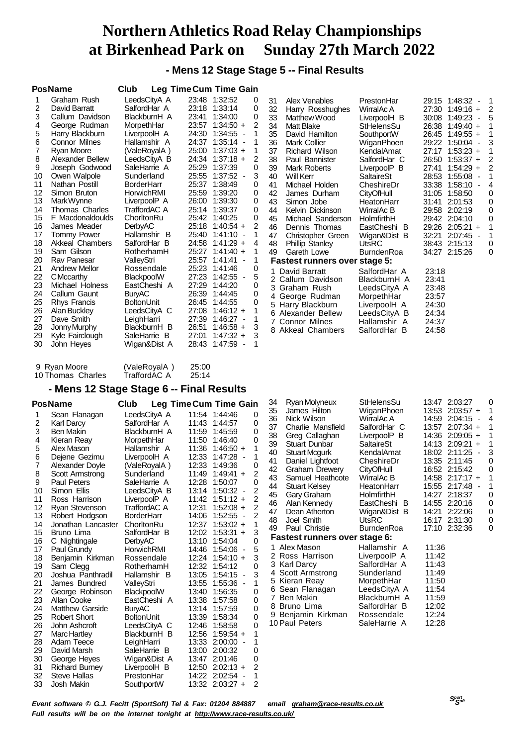# Northern Athletics Road Relay Championships at Birkenhead Park on Sunday 27th March 2022

## - Mens 12 Stage Stage 5 -- Final Results

| Pos | Name | Club | Leg Time | Cum Time | Gain |
|---|---|---|---|---|---|
| 1 | Graham Rush | LeedsCityA A | 23:48 | 1:32:52 | 0 |
| 2 | David Barratt | SalfordHar A | 23:18 | 1:33:14 | 0 |
| 3 | Callum Davidson | BlackburnH A | 23:41 | 1:34:00 | 0 |
| 4 | George Rudman | MorpethHar | 23:57 | 1:34:50 + | 2 |
| 5 | Harry Blackburn | LiverpoolH A | 24:30 | 1:34:55 - | 1 |
| 6 | Connor Milnes | Hallamshir A | 24:37 | 1:35:14 - | 1 |
| 7 | Ryan Moore | (ValeRoyalA ) | 25:00 | 1:37:03 + | 1 |
| 8 | Alexander Bellew | LeedsCityA B | 24:34 | 1:37:18 + | 2 |
| 9 | Joseph Godwood | SaleHarrie A | 25:29 | 1:37:39 | 0 |
| 10 | Owen Walpole | Sunderland | 25:55 | 1:37:52 - | 3 |
| 11 | Nathan Postill | BorderHarr | 25:37 | 1:38:49 | 0 |
| 12 | Simon Bruton | HorwichRMI | 25:59 | 1:39:20 | 0 |
| 13 | Mark Wynne | LiverpoolP A | 26:00 | 1:39:30 | 0 |
| 14 | Thomas Charles | TraffordAC A | 25:14 | 1:39:37 | 0 |
| 15 | F Macdonaldoulds | ChorltonRu | 25:42 | 1:40:25 | 0 |
| 16 | James Meader | DerbyAC | 25:18 | 1:40:54 + | 2 |
| 17 | Tommy Power | Hallamshir B | 25:40 | 1:41:10 - | 1 |
| 18 | Akkeal Chambers | SalfordHar B | 24:58 | 1:41:29 + | 4 |
| 19 | Sam Gilson | RotherhamH | 25:27 | 1:41:40 + | 1 |
| 20 | Rav Panesar | ValleyStri | 25:57 | 1:41:41 - | 1 |
| 21 | Andrew Mellor | Rossendale | 25:23 | 1:41:46 | 0 |
| 22 | C Mccarthy | BlackpoolW | 27:23 | 1:42:55 - | 5 |
| 23 | Michael Holness | EastCheshi A | 27:29 | 1:44:20 | 0 |
| 24 | Callum Gaunt | BuryAC | 26:39 | 1:44:45 | 0 |
| 25 | Rhys Francis | BoltonUnit | 26:45 | 1:44:55 | 0 |
| 26 | Alan Buckley | LeedsCityA C | 27:08 | 1:46:12 + | 1 |
| 27 | Dave Smith | LeighHarri | 27:39 | 1:46:27 - | 1 |
| 28 | Jonny Murphy | BlackburnH B | 26:51 | 1:46:58 + | 3 |
| 29 | Kyle Fairclough | SaleHarrie B | 27:01 | 1:47:32 + | 3 |
| 30 | John Heyes | Wigan&Dist A | 28:43 | 1:47:59 - | 1 |
| 31 | Alex Venables | PrestonHar | 29:15 | 1:48:32 - | 1 |
| 32 | Harry Rosshughes | WirralAc A | 27:30 | 1:49:16 + | 2 |
| 33 | Matthew Wood | LiverpoolH B | 30:08 | 1:49:23 - | 5 |
| 34 | Matt Blake | StHelensSu | 26:38 | 1:49:40 + | 1 |
| 35 | David Hamilton | SouthportW | 26:45 | 1:49:55 + | 1 |
| 36 | Mark Collier | WiganPhoen | 29:22 | 1:50:04 - | 3 |
| 37 | Richard Wilson | KendalAmat | 27:17 | 1:53:23 + | 1 |
| 38 | Paul Bannister | SalfordHar C | 26:50 | 1:53:37 + | 2 |
| 39 | Mark Roberts | LiverpoolP B | 27:41 | 1:54:29 + | 2 |
| 40 | Will Kerr | SaltaireSt | 28:53 | 1:55:08 - | 1 |
| 41 | Michael Holden | CheshireDr | 33:38 | 1:58:10 - | 4 |
| 42 | James Durham | CityOfHull | 31:05 | 1:58:50 | 0 |
| 43 | Simon Jobe | HeatonHarr | 31:41 | 2:01:53 | 0 |
| 44 | Kelvin Dickinson | WirralAc B | 29:58 | 2:02:19 | 0 |
| 45 | Michael Sanderson | HolmfirthH | 29:42 | 2:04:10 | 0 |
| 46 | Dennis Thomas | EastCheshi B | 29:26 | 2:05:21 + | 1 |
| 47 | Christopher Green | Wigan&Dist B | 32:21 | 2:07:45 - | 1 |
| 48 | Phillip Stanley | UtsRC | 38:43 | 2:15:13 | 0 |
| 49 | Gareth Lowe | BurndenRoa | 34:27 | 2:15:26 | 0 |

**Fastest runners over stage 5:**

| | Name | Club | Time |
|---|---|---|---|
| 1 | David Barratt | SalfordHar A | 23:18 |
| 2 | Callum Davidson | BlackburnH A | 23:41 |
| 3 | Graham Rush | LeedsCityA A | 23:48 |
| 4 | George Rudman | MorpethHar | 23:57 |
| 5 | Harry Blackburn | LiverpoolH A | 24:30 |
| 6 | Alexander Bellew | LeedsCityA B | 24:34 |
| 7 | Connor Milnes | Hallamshir A | 24:37 |
| 8 | Akkeal Chambers | SalfordHar B | 24:58 |
| 9 | Ryan Moore | (ValeRoyalA ) | 25:00 |
| 10 | Thomas Charles | TraffordAC A | 25:14 |

## - Mens 12 Stage Stage 6 -- Final Results

| Pos | Name | Club | Leg Time | Cum Time | Gain |
|---|---|---|---|---|---|
| 1 | Sean Flanagan | LeedsCityA A | 11:54 | 1:44:46 | 0 |
| 2 | Karl Darcy | SalfordHar A | 11:43 | 1:44:57 | 0 |
| 3 | Ben Makin | BlackburnH A | 11:59 | 1:45:59 | 0 |
| 4 | Kieran Reay | MorpethHar | 11:50 | 1:46:40 | 0 |
| 5 | Alex Mason | Hallamshir A | 11:36 | 1:46:50 + | 1 |
| 6 | Dejene Gezimu | LiverpoolH A | 12:33 | 1:47:28 - | 1 |
| 7 | Alexander Doyle | (ValeRoyalA ) | 12:33 | 1:49:36 | 0 |
| 8 | Scott Armstrong | Sunderland | 11:49 | 1:49:41 + | 2 |
| 9 | Paul Peters | SaleHarrie A | 12:28 | 1:50:07 | 0 |
| 10 | Simon Ellis | LeedsCityA B | 13:14 | 1:50:32 - | 2 |
| 11 | Ross Harrison | LiverpoolP A | 11:42 | 1:51:12 + | 2 |
| 12 | Ryan Stevenson | TraffordAC A | 12:31 | 1:52:08 + | 2 |
| 13 | Robert Hodgson | BorderHarr | 14:06 | 1:52:55 - | 2 |
| 14 | Jonathan Lancaster | ChorltonRu | 12:37 | 1:53:02 + | 1 |
| 15 | Bruno Lima | SalfordHar B | 12:02 | 1:53:31 + | 3 |
| 16 | C Nightingale | DerbyAC | 13:10 | 1:54:04 | 0 |
| 17 | Paul Grundy | HorwichRMI | 14:46 | 1:54:06 - | 5 |
| 18 | Benjamin Kirkman | Rossendale | 12:24 | 1:54:10 + | 3 |
| 19 | Sam Clegg | RotherhamH | 12:32 | 1:54:12 | 0 |
| 20 | Joshua Panthradil | Hallamshir B | 13:05 | 1:54:15 - | 3 |
| 21 | James Bundred | ValleyStri | 13:55 | 1:55:36 - | 1 |
| 22 | George Robinson | BlackpoolW | 13:40 | 1:56:35 | 0 |
| 23 | Allan Cooke | EastCheshi A | 13:38 | 1:57:58 | 0 |
| 24 | Matthew Garside | BuryAC | 13:14 | 1:57:59 | 0 |
| 25 | Robert Short | BoltonUnit | 13:39 | 1:58:34 | 0 |
| 26 | John Ashcroft | LeedsCityA C | 12:46 | 1:58:58 | 0 |
| 27 | Marc Hartley | BlackburnH B | 12:56 | 1:59:54 + | 1 |
| 28 | Adam Teece | LeighHarri | 13:33 | 2:00:00 - | 1 |
| 29 | David Marsh | SaleHarrie B | 13:00 | 2:00:32 | 0 |
| 30 | George Heyes | Wigan&Dist A | 13:47 | 2:01:46 | 0 |
| 31 | Richard Burney | LiverpoolH B | 12:50 | 2:02:13 + | 2 |
| 32 | Steve Hallas | PrestonHar | 14:22 | 2:02:54 - | 1 |
| 33 | Josh Makin | SouthportW | 13:32 | 2:03:27 + | 2 |
| 34 | Ryan Molyneux | StHelensSu | 13:47 | 2:03:27 | 0 |
| 35 | James Hilton | WiganPhoen | 13:53 | 2:03:57 + | 1 |
| 36 | Nick Wilson | WirralAc A | 14:59 | 2:04:15 - | 4 |
| 37 | Charlie Mansfield | SalfordHar C | 13:57 | 2:07:34 + | 1 |
| 38 | Greg Callaghan | LiverpoolP B | 14:36 | 2:09:05 + | 1 |
| 39 | Stuart Dunbar | SaltaireSt | 14:13 | 2:09:21 + | 1 |
| 40 | Stuart Mcgurk | KendalAmat | 18:02 | 2:11:25 - | 3 |
| 41 | Daniel Lightfoot | CheshireDr | 13:35 | 2:11:45 | 0 |
| 42 | Graham Drewery | CityOfHull | 16:52 | 2:15:42 | 0 |
| 43 | Samuel Heathcote | WirralAc B | 14:58 | 2:17:17 + | 1 |
| 44 | Stuart Kelsey | HeatonHarr | 15:55 | 2:17:48 - | 1 |
| 45 | Gary Graham | HolmfirthH | 14:27 | 2:18:37 | 0 |
| 46 | Alan Kennedy | EastCheshi B | 14:55 | 2:20:16 | 0 |
| 47 | Dean Atherton | Wigan&Dist B | 14:21 | 2:22:06 | 0 |
| 48 | Joel Smith | UtsRC | 16:17 | 2:31:30 | 0 |
| 49 | Paul Christie | BurndenRoa | 17:10 | 2:32:36 | 0 |

**Fastest runners over stage 6:**

| | Name | Club | Time |
|---|---|---|---|
| 1 | Alex Mason | Hallamshir A | 11:36 |
| 2 | Ross Harrison | LiverpoolP A | 11:42 |
| 3 | Karl Darcy | SalfordHar A | 11:43 |
| 4 | Scott Armstrong | Sunderland | 11:49 |
| 5 | Kieran Reay | MorpethHar | 11:50 |
| 6 | Sean Flanagan | LeedsCityA A | 11:54 |
| 7 | Ben Makin | BlackburnH A | 11:59 |
| 8 | Bruno Lima | SalfordHar B | 12:02 |
| 9 | Benjamin Kirkman | Rossendale | 12:24 |
| 10 | Paul Peters | SaleHarrie A | 12:28 |

*Event software © G.J. Fecitt (SportSoft) Tel & Fax: 01204 884887 email graham@race-results.co.uk*

*Full results will be on the internet tonight at http://www.race-results.co.uk/*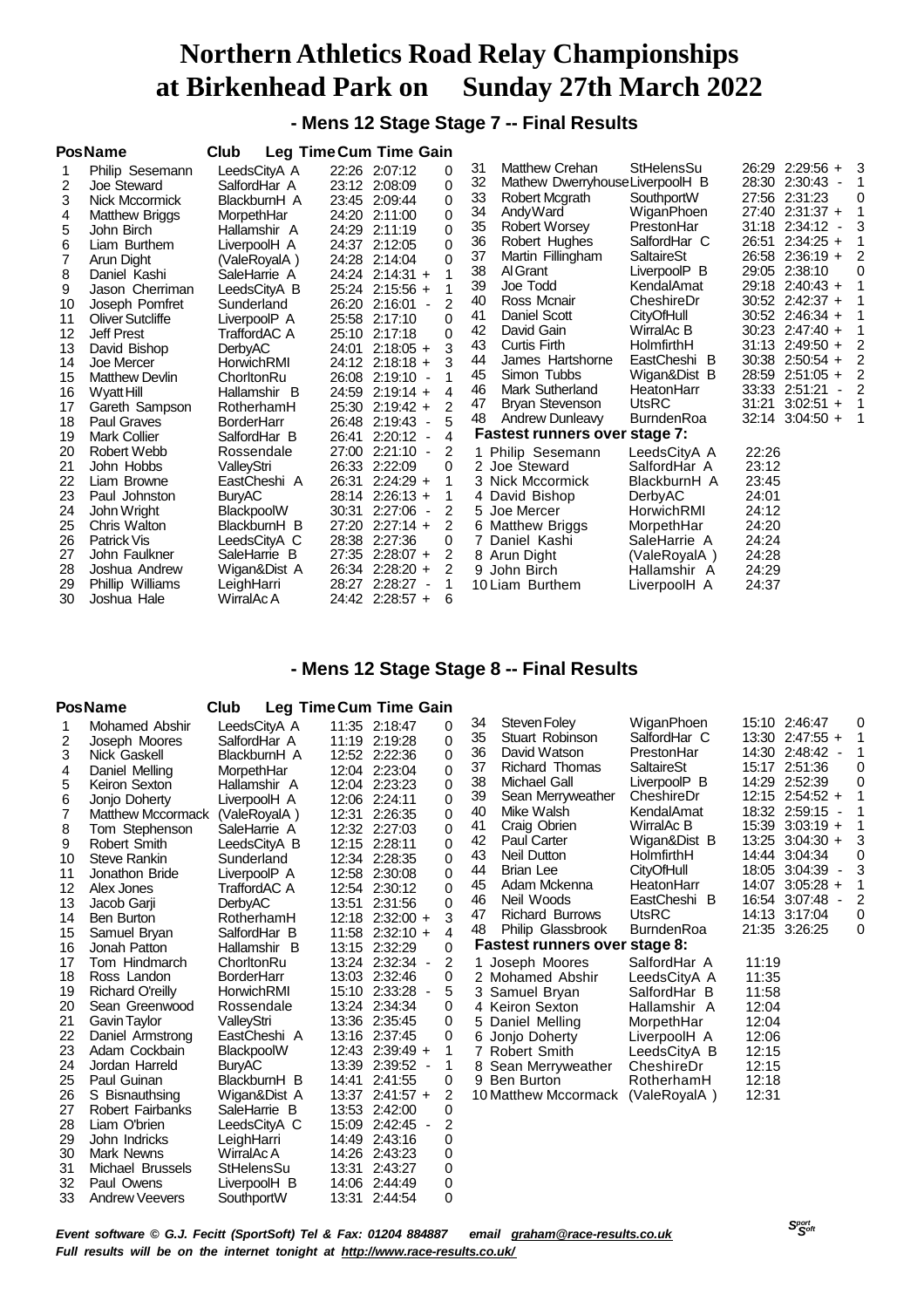# Northern Athletics Road Relay Championships at Birkenhead Park on Sunday 27th March 2022

## - Mens 12 Stage Stage 7 -- Final Results

| Pos | Name | Club | Leg Time | Cum Time | | Gain |
|---|---|---|---|---|---|---|
| 1 | Philip Sesemann | LeedsCityA A | 22:26 | 2:07:12 | | 0 |
| 2 | Joe Steward | SalfordHar A | 23:12 | 2:08:09 | | 0 |
| 3 | Nick Mccormick | BlackburnH A | 23:45 | 2:09:44 | | 0 |
| 4 | Matthew Briggs | MorpethHar | 24:20 | 2:11:00 | | 0 |
| 5 | John Birch | Hallamshir A | 24:29 | 2:11:19 | | 0 |
| 6 | Liam Burthem | LiverpoolH A | 24:37 | 2:12:05 | | 0 |
| 7 | Arun Dight | (ValeRoyalA ) | 24:28 | 2:14:04 | | 0 |
| 8 | Daniel Kashi | SaleHarrie A | 24:24 | 2:14:31 | + | 1 |
| 9 | Jason Cherriman | LeedsCityA B | 25:24 | 2:15:56 | + | 1 |
| 10 | Joseph Pomfret | Sunderland | 26:20 | 2:16:01 | - | 2 |
| 11 | Oliver Sutcliffe | LiverpoolP A | 25:58 | 2:17:10 | | 0 |
| 12 | Jeff Prest | TraffordAC A | 25:10 | 2:17:18 | | 0 |
| 13 | David Bishop | DerbyAC | 24:01 | 2:18:05 | + | 3 |
| 14 | Joe Mercer | HorwichRMI | 24:12 | 2:18:18 | + | 3 |
| 15 | Matthew Devlin | ChorltonRu | 26:08 | 2:19:10 | - | 1 |
| 16 | Wyatt Hill | Hallamshir B | 24:59 | 2:19:14 | + | 4 |
| 17 | Gareth Sampson | RotherhamH | 25:30 | 2:19:42 | + | 2 |
| 18 | Paul Graves | BorderHarr | 26:48 | 2:19:43 | - | 5 |
| 19 | Mark Collier | SalfordHar B | 26:41 | 2:20:12 | - | 4 |
| 20 | Robert Webb | Rossendale | 27:00 | 2:21:10 | - | 2 |
| 21 | John Hobbs | ValleyStri | 26:33 | 2:22:09 | | 0 |
| 22 | Liam Browne | EastCheshi A | 26:31 | 2:24:29 | + | 1 |
| 23 | Paul Johnston | BuryAC | 28:14 | 2:26:13 | + | 1 |
| 24 | John Wright | BlackpoolW | 30:31 | 2:27:06 | - | 2 |
| 25 | Chris Walton | BlackburnH B | 27:20 | 2:27:14 | + | 2 |
| 26 | Patrick Vis | LeedsCityA C | 28:38 | 2:27:36 | | 0 |
| 27 | John Faulkner | SaleHarrie B | 27:35 | 2:28:07 | + | 2 |
| 28 | Joshua Andrew | Wigan&Dist A | 26:34 | 2:28:20 | + | 2 |
| 29 | Phillip Williams | LeighHarri | 28:27 | 2:28:27 | - | 1 |
| 30 | Joshua Hale | WirralAc A | 24:42 | 2:28:57 | + | 6 |
| 31 | Matthew Crehan | StHelensSu | 26:29 | 2:29:56 | + | 3 |
| 32 | Mathew Dwerryhouse | LiverpoolH B | 28:30 | 2:30:43 | - | 1 |
| 33 | Robert Mcgrath | SouthportW | 27:56 | 2:31:23 | | 0 |
| 34 | Andy Ward | WiganPhoen | 27:40 | 2:31:37 | + | 1 |
| 35 | Robert Worsey | PrestonHar | 31:18 | 2:34:12 | - | 3 |
| 36 | Robert Hughes | SalfordHar C | 26:51 | 2:34:25 | + | 1 |
| 37 | Martin Fillingham | SaltaireSt | 26:58 | 2:36:19 | + | 2 |
| 38 | Al Grant | LiverpoolP B | 29:05 | 2:38:10 | | 0 |
| 39 | Joe Todd | KendalAmat | 29:18 | 2:40:43 | + | 1 |
| 40 | Ross Mcnair | CheshireDr | 30:52 | 2:42:37 | + | 1 |
| 41 | Daniel Scott | CityOfHull | 30:52 | 2:46:34 | + | 1 |
| 42 | David Gain | WirralAc B | 30:23 | 2:47:40 | + | 1 |
| 43 | Curtis Firth | HolmfirthH | 31:13 | 2:49:50 | + | 2 |
| 44 | James Hartshorne | EastCheshi B | 30:38 | 2:50:54 | + | 2 |
| 45 | Simon Tubbs | Wigan&Dist B | 28:59 | 2:51:05 | + | 2 |
| 46 | Mark Sutherland | HeatonHarr | 33:33 | 2:51:21 | - | 2 |
| 47 | Bryan Stevenson | UtsRC | 31:21 | 3:02:51 | + | 1 |
| 48 | Andrew Dunleavy | BurndenRoa | 32:14 | 3:04:50 | + | 1 |

**Fastest runners over stage 7:**

| | Name | Club | Time |
|---|---|---|---|
| 1 | Philip Sesemann | LeedsCityA A | 22:26 |
| 2 | Joe Steward | SalfordHar A | 23:12 |
| 3 | Nick Mccormick | BlackburnH A | 23:45 |
| 4 | David Bishop | DerbyAC | 24:01 |
| 5 | Joe Mercer | HorwichRMI | 24:12 |
| 6 | Matthew Briggs | MorpethHar | 24:20 |
| 7 | Daniel Kashi | SaleHarrie A | 24:24 |
| 8 | Arun Dight | (ValeRoyalA ) | 24:28 |
| 9 | John Birch | Hallamshir A | 24:29 |
| 10 | Liam Burthem | LiverpoolH A | 24:37 |

## - Mens 12 Stage Stage 8 -- Final Results

| Pos | Name | Club | Leg Time | Cum Time | | Gain |
|---|---|---|---|---|---|---|
| 1 | Mohamed Abshir | LeedsCityA A | 11:35 | 2:18:47 | | 0 |
| 2 | Joseph Moores | SalfordHar A | 11:19 | 2:19:28 | | 0 |
| 3 | Nick Gaskell | BlackburnH A | 12:52 | 2:22:36 | | 0 |
| 4 | Daniel Melling | MorpethHar | 12:04 | 2:23:04 | | 0 |
| 5 | Keiron Sexton | Hallamshir A | 12:04 | 2:23:23 | | 0 |
| 6 | Jonjo Doherty | LiverpoolH A | 12:06 | 2:24:11 | | 0 |
| 7 | Matthew Mccormack | (ValeRoyalA ) | 12:31 | 2:26:35 | | 0 |
| 8 | Tom Stephenson | SaleHarrie A | 12:32 | 2:27:03 | | 0 |
| 9 | Robert Smith | LeedsCityA B | 12:15 | 2:28:11 | | 0 |
| 10 | Steve Rankin | Sunderland | 12:34 | 2:28:35 | | 0 |
| 11 | Jonathon Bride | LiverpoolP A | 12:58 | 2:30:08 | | 0 |
| 12 | Alex Jones | TraffordAC A | 12:54 | 2:30:12 | | 0 |
| 13 | Jacob Garji | DerbyAC | 13:51 | 2:31:56 | | 0 |
| 14 | Ben Burton | RotherhamH | 12:18 | 2:32:00 | + | 3 |
| 15 | Samuel Bryan | SalfordHar B | 11:58 | 2:32:10 | + | 4 |
| 16 | Jonah Patton | Hallamshir B | 13:15 | 2:32:29 | | 0 |
| 17 | Tom Hindmarch | ChorltonRu | 13:24 | 2:32:34 | - | 2 |
| 18 | Ross Landon | BorderHarr | 13:03 | 2:32:46 | | 0 |
| 19 | Richard O'reilly | HorwichRMI | 15:10 | 2:33:28 | - | 5 |
| 20 | Sean Greenwood | Rossendale | 13:24 | 2:34:34 | | 0 |
| 21 | Gavin Taylor | ValleyStri | 13:36 | 2:35:45 | | 0 |
| 22 | Daniel Armstrong | EastCheshi A | 13:16 | 2:37:45 | | 0 |
| 23 | Adam Cockbain | BlackpoolW | 12:43 | 2:39:49 | + | 1 |
| 24 | Jordan Harreld | BuryAC | 13:39 | 2:39:52 | - | 1 |
| 25 | Paul Guinan | BlackburnH B | 14:41 | 2:41:55 | | 0 |
| 26 | S Bisnauthsing | Wigan&Dist A | 13:37 | 2:41:57 | + | 2 |
| 27 | Robert Fairbanks | SaleHarrie B | 13:53 | 2:42:00 | | 0 |
| 28 | Liam O'brien | LeedsCityA C | 15:09 | 2:42:45 | - | 2 |
| 29 | John Indricks | LeighHarri | 14:49 | 2:43:16 | | 0 |
| 30 | Mark Newns | WirralAc A | 14:26 | 2:43:23 | | 0 |
| 31 | Michael Brussels | StHelensSu | 13:31 | 2:43:27 | | 0 |
| 32 | Paul Owens | LiverpoolH B | 14:06 | 2:44:49 | | 0 |
| 33 | Andrew Veevers | SouthportW | 13:31 | 2:44:54 | | 0 |
| 34 | Steven Foley | WiganPhoen | 15:10 | 2:46:47 | | 0 |
| 35 | Stuart Robinson | SalfordHar C | 13:30 | 2:47:55 | + | 1 |
| 36 | David Watson | PrestonHar | 14:30 | 2:48:42 | - | 1 |
| 37 | Richard Thomas | SaltaireSt | 15:17 | 2:51:36 | | 0 |
| 38 | Michael Gall | LiverpoolP B | 14:29 | 2:52:39 | | 0 |
| 39 | Sean Merryweather | CheshireDr | 12:15 | 2:54:52 | + | 1 |
| 40 | Mike Walsh | KendalAmat | 18:32 | 2:59:15 | - | 1 |
| 41 | Craig Obrien | WirralAc B | 15:39 | 3:03:19 | + | 1 |
| 42 | Paul Carter | Wigan&Dist B | 13:25 | 3:04:30 | + | 3 |
| 43 | Neil Dutton | HolmfirthH | 14:44 | 3:04:34 | | 0 |
| 44 | Brian Lee | CityOfHull | 18:05 | 3:04:39 | - | 3 |
| 45 | Adam Mckenna | HeatonHarr | 14:07 | 3:05:28 | + | 1 |
| 46 | Neil Woods | EastCheshi B | 16:54 | 3:07:48 | - | 2 |
| 47 | Richard Burrows | UtsRC | 14:13 | 3:17:04 | | 0 |
| 48 | Philip Glassbrook | BurndenRoa | 21:35 | 3:26:25 | | 0 |

**Fastest runners over stage 8:**

| | Name | Club | Time |
|---|---|---|---|
| 1 | Joseph Moores | SalfordHar A | 11:19 |
| 2 | Mohamed Abshir | LeedsCityA A | 11:35 |
| 3 | Samuel Bryan | SalfordHar B | 11:58 |
| 4 | Keiron Sexton | Hallamshir A | 12:04 |
| 5 | Daniel Melling | MorpethHar | 12:04 |
| 6 | Jonjo Doherty | LiverpoolH A | 12:06 |
| 7 | Robert Smith | LeedsCityA B | 12:15 |
| 8 | Sean Merryweather | CheshireDr | 12:15 |
| 9 | Ben Burton | RotherhamH | 12:18 |
| 10 | Matthew Mccormack | (ValeRoyalA ) | 12:31 |

*Event software © G.J. Fecitt (SportSoft) Tel & Fax: 01204 884887 email graham@race-results.co.uk*
*Full results will be on the internet tonight at http://www.race-results.co.uk/*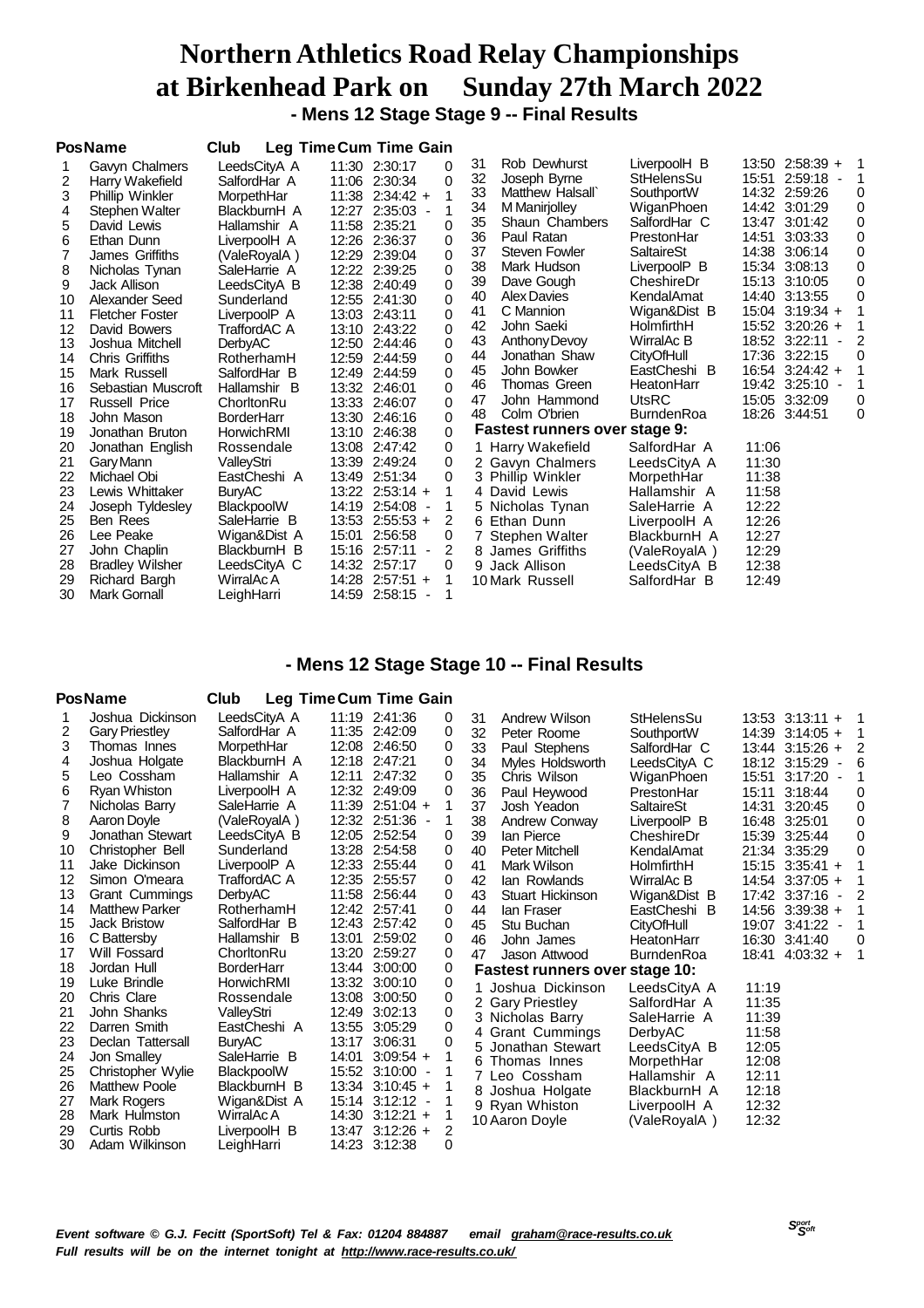# Northern Athletics Road Relay Championships at Birkenhead Park on Sunday 27th March 2022

## - Mens 12 Stage Stage 9 -- Final Results

| Pos | Name | Club | Leg Time | Cum Time | Gain |
|---|---|---|---|---|---|
| 1 | Gavyn Chalmers | LeedsCityA A | 11:30 | 2:30:17 | 0 |
| 2 | Harry Wakefield | SalfordHar A | 11:06 | 2:30:34 | 0 |
| 3 | Phillip Winkler | MorpethHar | 11:38 | 2:34:42 + | 1 |
| 4 | Stephen Walter | BlackburnH A | 12:27 | 2:35:03 - | 1 |
| 5 | David Lewis | Hallamshir A | 11:58 | 2:35:21 | 0 |
| 6 | Ethan Dunn | LiverpoolH A | 12:26 | 2:36:37 | 0 |
| 7 | James Griffiths | (ValeRoyalA ) | 12:29 | 2:39:04 | 0 |
| 8 | Nicholas Tynan | SaleHarrie A | 12:22 | 2:39:25 | 0 |
| 9 | Jack Allison | LeedsCityA B | 12:38 | 2:40:49 | 0 |
| 10 | Alexander Seed | Sunderland | 12:55 | 2:41:30 | 0 |
| 11 | Fletcher Foster | LiverpoolP A | 13:03 | 2:43:11 | 0 |
| 12 | David Bowers | TraffordAC A | 13:10 | 2:43:22 | 0 |
| 13 | Joshua Mitchell | DerbyAC | 12:50 | 2:44:46 | 0 |
| 14 | Chris Griffiths | RotherhamH | 12:59 | 2:44:59 | 0 |
| 15 | Mark Russell | SalfordHar B | 12:49 | 2:44:59 | 0 |
| 16 | Sebastian Muscroft | Hallamshir B | 13:32 | 2:46:01 | 0 |
| 17 | Russell Price | ChorltonRu | 13:33 | 2:46:07 | 0 |
| 18 | John Mason | BorderHarr | 13:30 | 2:46:16 | 0 |
| 19 | Jonathan Bruton | HorwichRMI | 13:10 | 2:46:38 | 0 |
| 20 | Jonathan English | Rossendale | 13:08 | 2:47:42 | 0 |
| 21 | Gary Mann | ValleyStri | 13:39 | 2:49:24 | 0 |
| 22 | Michael Obi | EastCheshi A | 13:49 | 2:51:34 | 0 |
| 23 | Lewis Whittaker | BuryAC | 13:22 | 2:53:14 + | 1 |
| 24 | Joseph Tyldesley | BlackpoolW | 14:19 | 2:54:08 - | 1 |
| 25 | Ben Rees | SaleHarrie B | 13:53 | 2:55:53 + | 2 |
| 26 | Lee Peake | Wigan&Dist A | 15:01 | 2:56:58 | 0 |
| 27 | John Chaplin | BlackburnH B | 15:16 | 2:57:11 - | 2 |
| 28 | Bradley Wilsher | LeedsCityA C | 14:32 | 2:57:17 | 0 |
| 29 | Richard Bargh | WirralAc A | 14:28 | 2:57:51 + | 1 |
| 30 | Mark Gornall | LeighHarri | 14:59 | 2:58:15 - | 1 |
| 31 | Rob Dewhurst | LiverpoolH B | 13:50 | 2:58:39 + | 1 |
| 32 | Joseph Byrne | StHelensSu | 15:51 | 2:59:18 - | 1 |
| 33 | Matthew Halsall` | SouthportW | 14:32 | 2:59:26 | 0 |
| 34 | M Manirjolley | WiganPhoen | 14:42 | 3:01:29 | 0 |
| 35 | Shaun Chambers | SalfordHar C | 13:47 | 3:01:42 | 0 |
| 36 | Paul Ratan | PrestonHar | 14:51 | 3:03:33 | 0 |
| 37 | Steven Fowler | SaltaireSt | 14:38 | 3:06:14 | 0 |
| 38 | Mark Hudson | LiverpoolP B | 15:34 | 3:08:13 | 0 |
| 39 | Dave Gough | CheshireDr | 15:13 | 3:10:05 | 0 |
| 40 | Alex Davies | KendalAmat | 14:40 | 3:13:55 | 0 |
| 41 | C Mannion | Wigan&Dist B | 15:04 | 3:19:34 + | 1 |
| 42 | John Saeki | HolmfirthH | 15:52 | 3:20:26 + | 1 |
| 43 | Anthony Devoy | WirralAc B | 18:52 | 3:22:11 - | 2 |
| 44 | Jonathan Shaw | CityOfHull | 17:36 | 3:22:15 | 0 |
| 45 | John Bowker | EastCheshi B | 16:54 | 3:24:42 + | 1 |
| 46 | Thomas Green | HeatonHarr | 19:42 | 3:25:10 - | 1 |
| 47 | John Hammond | UtsRC | 15:05 | 3:32:09 | 0 |
| 48 | Colm O'brien | BurndenRoa | 18:26 | 3:44:51 | 0 |

**Fastest runners over stage 9:**

| | Name | Club | Time |
|---|---|---|---|
| 1 | Harry Wakefield | SalfordHar A | 11:06 |
| 2 | Gavyn Chalmers | LeedsCityA A | 11:30 |
| 3 | Phillip Winkler | MorpethHar | 11:38 |
| 4 | David Lewis | Hallamshir A | 11:58 |
| 5 | Nicholas Tynan | SaleHarrie A | 12:22 |
| 6 | Ethan Dunn | LiverpoolH A | 12:26 |
| 7 | Stephen Walter | BlackburnH A | 12:27 |
| 8 | James Griffiths | (ValeRoyalA ) | 12:29 |
| 9 | Jack Allison | LeedsCityA B | 12:38 |
| 10 | Mark Russell | SalfordHar B | 12:49 |

## - Mens 12 Stage Stage 10 -- Final Results

| Pos | Name | Club | Leg Time | Cum Time | Gain |
|---|---|---|---|---|---|
| 1 | Joshua Dickinson | LeedsCityA A | 11:19 | 2:41:36 | 0 |
| 2 | Gary Priestley | SalfordHar A | 11:35 | 2:42:09 | 0 |
| 3 | Thomas Innes | MorpethHar | 12:08 | 2:46:50 | 0 |
| 4 | Joshua Holgate | BlackburnH A | 12:18 | 2:47:21 | 0 |
| 5 | Leo Cossham | Hallamshir A | 12:11 | 2:47:32 | 0 |
| 6 | Ryan Whiston | LiverpoolH A | 12:32 | 2:49:09 | 0 |
| 7 | Nicholas Barry | SaleHarrie A | 11:39 | 2:51:04 + | 1 |
| 8 | Aaron Doyle | (ValeRoyalA ) | 12:32 | 2:51:36 - | 1 |
| 9 | Jonathan Stewart | LeedsCityA B | 12:05 | 2:52:54 | 0 |
| 10 | Christopher Bell | Sunderland | 13:28 | 2:54:58 | 0 |
| 11 | Jake Dickinson | LiverpoolP A | 12:33 | 2:55:44 | 0 |
| 12 | Simon O'meara | TraffordAC A | 12:35 | 2:55:57 | 0 |
| 13 | Grant Cummings | DerbyAC | 11:58 | 2:56:44 | 0 |
| 14 | Matthew Parker | RotherhamH | 12:42 | 2:57:41 | 0 |
| 15 | Jack Bristow | SalfordHar B | 12:43 | 2:57:42 | 0 |
| 16 | C Battersby | Hallamshir B | 13:01 | 2:59:02 | 0 |
| 17 | Will Fossard | ChorltonRu | 13:20 | 2:59:27 | 0 |
| 18 | Jordan Hull | BorderHarr | 13:44 | 3:00:00 | 0 |
| 19 | Luke Brindle | HorwichRMI | 13:32 | 3:00:10 | 0 |
| 20 | Chris Clare | Rossendale | 13:08 | 3:00:50 | 0 |
| 21 | John Shanks | ValleyStri | 12:49 | 3:02:13 | 0 |
| 22 | Darren Smith | EastCheshi A | 13:55 | 3:05:29 | 0 |
| 23 | Declan Tattersall | BuryAC | 13:17 | 3:06:31 | 0 |
| 24 | Jon Smalley | SaleHarrie B | 14:01 | 3:09:54 + | 1 |
| 25 | Christopher Wylie | BlackpoolW | 15:52 | 3:10:00 - | 1 |
| 26 | Matthew Poole | BlackburnH B | 13:34 | 3:10:45 + | 1 |
| 27 | Mark Rogers | Wigan&Dist A | 15:14 | 3:12:12 - | 1 |
| 28 | Mark Hulmston | WirralAc A | 14:30 | 3:12:21 + | 1 |
| 29 | Curtis Robb | LiverpoolH B | 13:47 | 3:12:26 + | 2 |
| 30 | Adam Wilkinson | LeighHarri | 14:23 | 3:12:38 | 0 |
| 31 | Andrew Wilson | StHelensSu | 13:53 | 3:13:11 + | 1 |
| 32 | Peter Roome | SouthportW | 14:39 | 3:14:05 + | 1 |
| 33 | Paul Stephens | SalfordHar C | 13:44 | 3:15:26 + | 2 |
| 34 | Myles Holdsworth | LeedsCityA C | 18:12 | 3:15:29 - | 6 |
| 35 | Chris Wilson | WiganPhoen | 15:51 | 3:17:20 - | 1 |
| 36 | Paul Heywood | PrestonHar | 15:11 | 3:18:44 | 0 |
| 37 | Josh Yeadon | SaltaireSt | 14:31 | 3:20:45 | 0 |
| 38 | Andrew Conway | LiverpoolP B | 16:48 | 3:25:01 | 0 |
| 39 | Ian Pierce | CheshireDr | 15:39 | 3:25:44 | 0 |
| 40 | Peter Mitchell | KendalAmat | 21:34 | 3:35:29 | 0 |
| 41 | Mark Wilson | HolmfirthH | 15:15 | 3:35:41 + | 1 |
| 42 | Ian Rowlands | WirralAc B | 14:54 | 3:37:05 + | 1 |
| 43 | Stuart Hickinson | Wigan&Dist B | 17:42 | 3:37:16 - | 2 |
| 44 | Ian Fraser | EastCheshi B | 14:56 | 3:39:38 + | 1 |
| 45 | Stu Buchan | CityOfHull | 19:07 | 3:41:22 - | 1 |
| 46 | John James | HeatonHarr | 16:30 | 3:41:40 | 0 |
| 47 | Jason Attwood | BurndenRoa | 18:41 | 4:03:32 + | 1 |

**Fastest runners over stage 10:**

| | Name | Club | Time |
|---|---|---|---|
| 1 | Joshua Dickinson | LeedsCityA A | 11:19 |
| 2 | Gary Priestley | SalfordHar A | 11:35 |
| 3 | Nicholas Barry | SaleHarrie A | 11:39 |
| 4 | Grant Cummings | DerbyAC | 11:58 |
| 5 | Jonathan Stewart | LeedsCityA B | 12:05 |
| 6 | Thomas Innes | MorpethHar | 12:08 |
| 7 | Leo Cossham | Hallamshir A | 12:11 |
| 8 | Joshua Holgate | BlackburnH A | 12:18 |
| 9 | Ryan Whiston | LiverpoolH A | 12:32 |
| 10 | Aaron Doyle | (ValeRoyalA ) | 12:32 |

*Event software © G.J. Fecitt (SportSoft) Tel & Fax: 01204 884887 email graham@race-results.co.uk*
*Full results will be on the internet tonight at http://www.race-results.co.uk/*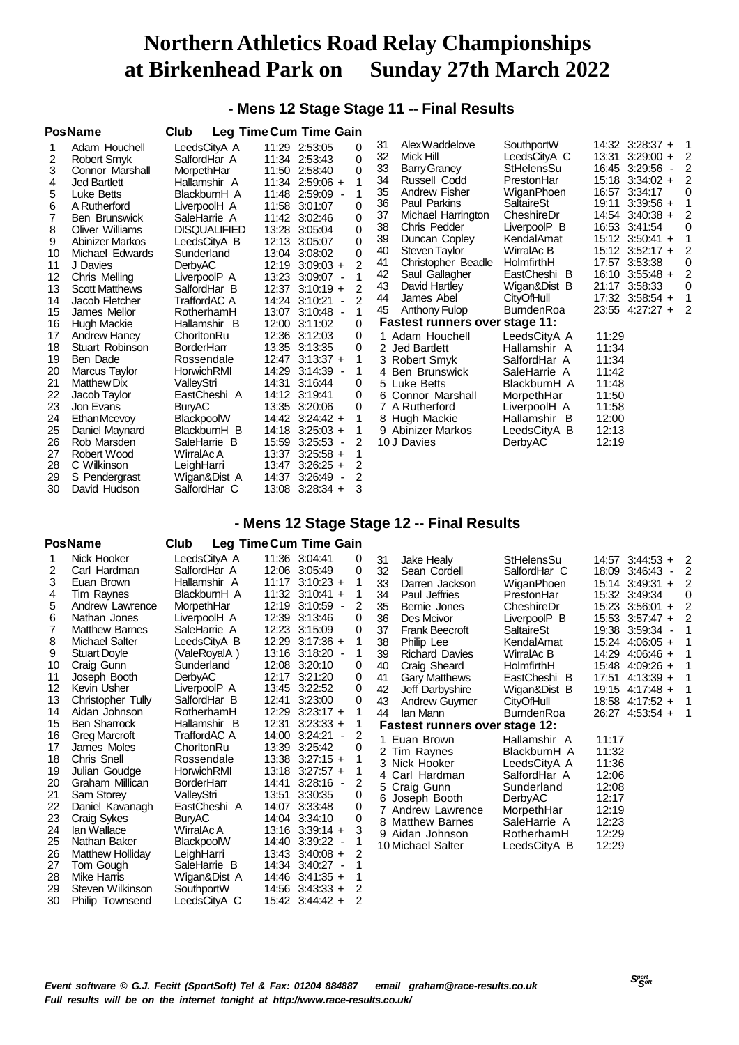# Northern Athletics Road Relay Championships
# at Birkenhead Park on Sunday 27th March 2022

## - Mens 12 Stage Stage 11 -- Final Results

| Pos | Name | Club | Leg Time | Cum Time | | Gain |
|---|---|---|---|---|---|---|
| 1 | Adam Houchell | LeedsCityA A | 11:29 | 2:53:05 | | 0 |
| 2 | Robert Smyk | SalfordHar A | 11:34 | 2:53:43 | | 0 |
| 3 | Connor Marshall | MorpethHar | 11:50 | 2:58:40 | | 0 |
| 4 | Jed Bartlett | Hallamshir A | 11:34 | 2:59:06 | + | 1 |
| 5 | Luke Betts | BlackburnH A | 11:48 | 2:59:09 | - | 1 |
| 6 | A Rutherford | LiverpoolH A | 11:58 | 3:01:07 | | 0 |
| 7 | Ben Brunswick | SaleHarrie A | 11:42 | 3:02:46 | | 0 |
| 8 | Oliver Williams | DISQUALIFIED | 13:28 | 3:05:04 | | 0 |
| 9 | Abinizer Markos | LeedsCityA B | 12:13 | 3:05:07 | | 0 |
| 10 | Michael Edwards | Sunderland | 13:04 | 3:08:02 | | 0 |
| 11 | J Davies | DerbyAC | 12:19 | 3:09:03 | + | 2 |
| 12 | Chris Melling | LiverpoolP A | 13:23 | 3:09:07 | - | 1 |
| 13 | Scott Matthews | SalfordHar B | 12:37 | 3:10:19 | + | 2 |
| 14 | Jacob Fletcher | TraffordAC A | 14:24 | 3:10:21 | - | 2 |
| 15 | James Mellor | RotherhamH | 13:07 | 3:10:48 | - | 1 |
| 16 | Hugh Mackie | Hallamshir B | 12:00 | 3:11:02 | | 0 |
| 17 | Andrew Haney | ChorltonRu | 12:36 | 3:12:03 | | 0 |
| 18 | Stuart Robinson | BorderHarr | 13:35 | 3:13:35 | | 0 |
| 19 | Ben Dade | Rossendale | 12:47 | 3:13:37 | + | 1 |
| 20 | Marcus Taylor | HorwichRMI | 14:29 | 3:14:39 | - | 1 |
| 21 | Matthew Dix | ValleyStri | 14:31 | 3:16:44 | | 0 |
| 22 | Jacob Taylor | EastCheshi A | 14:12 | 3:19:41 | | 0 |
| 23 | Jon Evans | BuryAC | 13:35 | 3:20:06 | | 0 |
| 24 | Ethan Mcevoy | BlackpoolW | 14:42 | 3:24:42 | + | 1 |
| 25 | Daniel Maynard | BlackburnH B | 14:18 | 3:25:03 | + | 1 |
| 26 | Rob Marsden | SaleHarrie B | 15:59 | 3:25:53 | - | 2 |
| 27 | Robert Wood | WirralAc A | 13:37 | 3:25:58 | + | 1 |
| 28 | C Wilkinson | LeighHarri | 13:47 | 3:26:25 | + | 2 |
| 29 | S Pendergrast | Wigan&Dist A | 14:37 | 3:26:49 | - | 2 |
| 30 | David Hudson | SalfordHar C | 13:08 | 3:28:34 | + | 3 |
| 31 | Alex Waddelove | SouthportW | 14:32 | 3:28:37 | + | 1 |
| 32 | Mick Hill | LeedsCityA C | 13:31 | 3:29:00 | + | 2 |
| 33 | Barry Graney | StHelensSu | 16:45 | 3:29:56 | - | 2 |
| 34 | Russell Codd | PrestonHar | 15:18 | 3:34:02 | + | 2 |
| 35 | Andrew Fisher | WiganPhoen | 16:57 | 3:34:17 | | 0 |
| 36 | Paul Parkins | SaltaireSt | 19:11 | 3:39:56 | + | 1 |
| 37 | Michael Harrington | CheshireDr | 14:54 | 3:40:38 | + | 2 |
| 38 | Chris Pedder | LiverpoolP B | 16:53 | 3:41:54 | | 0 |
| 39 | Duncan Copley | KendalAmat | 15:12 | 3:50:41 | + | 1 |
| 40 | Steven Taylor | WirralAc B | 15:12 | 3:52:17 | + | 2 |
| 41 | Christopher Beadle | HolmfirthH | 17:57 | 3:53:38 | | 0 |
| 42 | Saul Gallagher | EastCheshi B | 16:10 | 3:55:48 | + | 2 |
| 43 | David Hartley | Wigan&Dist B | 21:17 | 3:58:33 | | 0 |
| 44 | James Abel | CityOfHull | 17:32 | 3:58:54 | + | 1 |
| 45 | Anthony Fulop | BurndenRoa | 23:55 | 4:27:27 | + | 2 |

**Fastest runners over stage 11:**

| | Name | Club | Time |
|---|---|---|---|
| 1 | Adam Houchell | LeedsCityA A | 11:29 |
| 2 | Jed Bartlett | Hallamshir A | 11:34 |
| 3 | Robert Smyk | SalfordHar A | 11:34 |
| 4 | Ben Brunswick | SaleHarrie A | 11:42 |
| 5 | Luke Betts | BlackburnH A | 11:48 |
| 6 | Connor Marshall | MorpethHar | 11:50 |
| 7 | A Rutherford | LiverpoolH A | 11:58 |
| 8 | Hugh Mackie | Hallamshir B | 12:00 |
| 9 | Abinizer Markos | LeedsCityA B | 12:13 |
| 10 | J Davies | DerbyAC | 12:19 |

## - Mens 12 Stage Stage 12 -- Final Results

| Pos | Name | Club | Leg Time | Cum Time | | Gain |
|---|---|---|---|---|---|---|
| 1 | Nick Hooker | LeedsCityA A | 11:36 | 3:04:41 | | 0 |
| 2 | Carl Hardman | SalfordHar A | 12:06 | 3:05:49 | | 0 |
| 3 | Euan Brown | Hallamshir A | 11:17 | 3:10:23 | + | 1 |
| 4 | Tim Raynes | BlackburnH A | 11:32 | 3:10:41 | + | 1 |
| 5 | Andrew Lawrence | MorpethHar | 12:19 | 3:10:59 | - | 2 |
| 6 | Nathan Jones | LiverpoolH A | 12:39 | 3:13:46 | | 0 |
| 7 | Matthew Barnes | SaleHarrie A | 12:23 | 3:15:09 | | 0 |
| 8 | Michael Salter | LeedsCityA B | 12:29 | 3:17:36 | + | 1 |
| 9 | Stuart Doyle | (ValeRoyalA ) | 13:16 | 3:18:20 | - | 1 |
| 10 | Craig Gunn | Sunderland | 12:08 | 3:20:10 | | 0 |
| 11 | Joseph Booth | DerbyAC | 12:17 | 3:21:20 | | 0 |
| 12 | Kevin Usher | LiverpoolP A | 13:45 | 3:22:52 | | 0 |
| 13 | Christopher Tully | SalfordHar B | 12:41 | 3:23:00 | | 0 |
| 14 | Aidan Johnson | RotherhamH | 12:29 | 3:23:17 | + | 1 |
| 15 | Ben Sharrock | Hallamshir B | 12:31 | 3:23:33 | + | 1 |
| 16 | Greg Marcroft | TraffordAC A | 14:00 | 3:24:21 | - | 2 |
| 17 | James Moles | ChorltonRu | 13:39 | 3:25:42 | | 0 |
| 18 | Chris Snell | Rossendale | 13:38 | 3:27:15 | + | 1 |
| 19 | Julian Goudge | HorwichRMI | 13:18 | 3:27:57 | + | 1 |
| 20 | Graham Millican | BorderHarr | 14:41 | 3:28:16 | - | 2 |
| 21 | Sam Storey | ValleyStri | 13:51 | 3:30:35 | | 0 |
| 22 | Daniel Kavanagh | EastCheshi A | 14:07 | 3:33:48 | | 0 |
| 23 | Craig Sykes | BuryAC | 14:04 | 3:34:10 | | 0 |
| 24 | Ian Wallace | WirralAc A | 13:16 | 3:39:14 | + | 3 |
| 25 | Nathan Baker | BlackpoolW | 14:40 | 3:39:22 | - | 1 |
| 26 | Matthew Holliday | LeighHarri | 13:43 | 3:40:08 | + | 2 |
| 27 | Tom Gough | SaleHarrie B | 14:34 | 3:40:27 | - | 1 |
| 28 | Mike Harris | Wigan&Dist A | 14:46 | 3:41:35 | + | 1 |
| 29 | Steven Wilkinson | SouthportW | 14:56 | 3:43:33 | + | 2 |
| 30 | Philip Townsend | LeedsCityA C | 15:42 | 3:44:42 | + | 2 |
| 31 | Jake Healy | StHelensSu | 14:57 | 3:44:53 | + | 2 |
| 32 | Sean Cordell | SalfordHar C | 18:09 | 3:46:43 | - | 2 |
| 33 | Darren Jackson | WiganPhoen | 15:14 | 3:49:31 | + | 2 |
| 34 | Paul Jeffries | PrestonHar | 15:32 | 3:49:34 | | 0 |
| 35 | Bernie Jones | CheshireDr | 15:23 | 3:56:01 | + | 2 |
| 36 | Des Mcivor | LiverpoolP B | 15:53 | 3:57:47 | + | 2 |
| 37 | Frank Beecroft | SaltaireSt | 19:38 | 3:59:34 | - | 1 |
| 38 | Philip Lee | KendalAmat | 15:24 | 4:06:05 | + | 1 |
| 39 | Richard Davies | WirralAc B | 14:29 | 4:06:46 | + | 1 |
| 40 | Craig Sheard | HolmfirthH | 15:48 | 4:09:26 | + | 1 |
| 41 | Gary Matthews | EastCheshi B | 17:51 | 4:13:39 | + | 1 |
| 42 | Jeff Darbyshire | Wigan&Dist B | 19:15 | 4:17:48 | + | 1 |
| 43 | Andrew Guymer | CityOfHull | 18:58 | 4:17:52 | + | 1 |
| 44 | Ian Mann | BurndenRoa | 26:27 | 4:53:54 | + | 1 |

**Fastest runners over stage 12:**

| | Name | Club | Time |
|---|---|---|---|
| 1 | Euan Brown | Hallamshir A | 11:17 |
| 2 | Tim Raynes | BlackburnH A | 11:32 |
| 3 | Nick Hooker | LeedsCityA A | 11:36 |
| 4 | Carl Hardman | SalfordHar A | 12:06 |
| 5 | Craig Gunn | Sunderland | 12:08 |
| 6 | Joseph Booth | DerbyAC | 12:17 |
| 7 | Andrew Lawrence | MorpethHar | 12:19 |
| 8 | Matthew Barnes | SaleHarrie A | 12:23 |
| 9 | Aidan Johnson | RotherhamH | 12:29 |
| 10 | Michael Salter | LeedsCityA B | 12:29 |

*Event software © G.J. Fecitt (SportSoft) Tel & Fax: 01204 884887 email graham@race-results.co.uk*
*Full results will be on the internet tonight at http://www.race-results.co.uk/*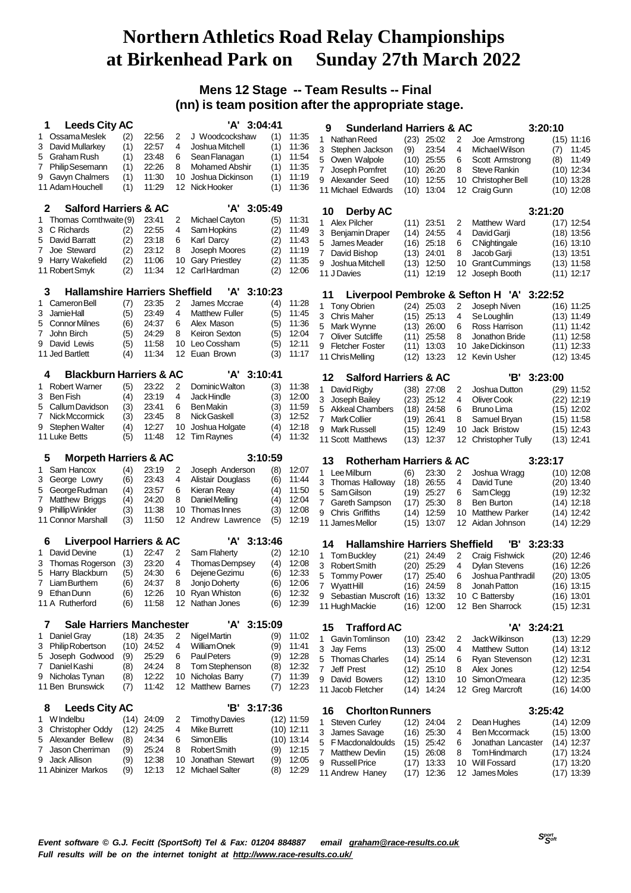# Northern Athletics Road Relay Championships at Birkenhead Park on Sunday 27th March 2022

## Mens 12 Stage -- Team Results -- Final
### (nn) is team position after the appropriate stage.

**1 Leeds City AC 'A' 3:04:41**

| Stage | Runner | Pos | Time | Stage | Runner | Pos | Time |
|---|---|---|---|---|---|---|---|
| 1 | Ossama Meslek | (2) | 22:56 | 2 | J Woodcockshaw | (1) | 11:35 |
| 3 | David Mullarkey | (1) | 22:57 | 4 | Joshua Mitchell | (1) | 11:36 |
| 5 | Graham Rush | (1) | 23:48 | 6 | Sean Flanagan | (1) | 11:54 |
| 7 | Philip Sesemann | (1) | 22:26 | 8 | Mohamed Abshir | (1) | 11:35 |
| 9 | Gavyn Chalmers | (1) | 11:30 | 10 | Joshua Dickinson | (1) | 11:19 |
| 11 | Adam Houchell | (1) | 11:29 | 12 | Nick Hooker | (1) | 11:36 |

**2 Salford Harriers & AC 'A' 3:05:49**

| Stage | Runner | Pos | Time | Stage | Runner | Pos | Time |
|---|---|---|---|---|---|---|---|
| 1 | Thomas Cornthwaite | (9) | 23:41 | 2 | Michael Cayton | (5) | 11:31 |
| 3 | C Richards | (2) | 22:55 | 4 | Sam Hopkins | (2) | 11:49 |
| 5 | David Barratt | (2) | 23:18 | 6 | Karl Darcy | (2) | 11:43 |
| 7 | Joe Steward | (2) | 23:12 | 8 | Joseph Moores | (2) | 11:19 |
| 9 | Harry Wakefield | (2) | 11:06 | 10 | Gary Priestley | (2) | 11:35 |
| 11 | Robert Smyk | (2) | 11:34 | 12 | Carl Hardman | (2) | 12:06 |

**3 Hallamshire Harriers Sheffield 'A' 3:10:23**

| Stage | Runner | Pos | Time | Stage | Runner | Pos | Time |
|---|---|---|---|---|---|---|---|
| 1 | Cameron Bell | (7) | 23:35 | 2 | James Mccrae | (4) | 11:28 |
| 3 | Jamie Hall | (5) | 23:49 | 4 | Matthew Fuller | (5) | 11:45 |
| 5 | Connor Milnes | (6) | 24:37 | 6 | Alex Mason | (5) | 11:36 |
| 7 | John Birch | (5) | 24:29 | 8 | Keiron Sexton | (5) | 12:04 |
| 9 | David Lewis | (5) | 11:58 | 10 | Leo Cossham | (5) | 12:11 |
| 11 | Jed Bartlett | (4) | 11:34 | 12 | Euan Brown | (3) | 11:17 |

**4 Blackburn Harriers & AC 'A' 3:10:41**

| Stage | Runner | Pos | Time | Stage | Runner | Pos | Time |
|---|---|---|---|---|---|---|---|
| 1 | Robert Warner | (5) | 23:22 | 2 | Dominic Walton | (3) | 11:38 |
| 3 | Ben Fish | (4) | 23:19 | 4 | Jack Hindle | (3) | 12:00 |
| 5 | Callum Davidson | (3) | 23:41 | 6 | Ben Makin | (3) | 11:59 |
| 7 | Nick Mccormick | (3) | 23:45 | 8 | Nick Gaskell | (3) | 12:52 |
| 9 | Stephen Walter | (4) | 12:27 | 10 | Joshua Holgate | (4) | 12:18 |
| 11 | Luke Betts | (5) | 11:48 | 12 | Tim Raynes | (4) | 11:32 |

**5 Morpeth Harriers & AC 3:10:59**

| Stage | Runner | Pos | Time | Stage | Runner | Pos | Time |
|---|---|---|---|---|---|---|---|
| 1 | Sam Hancox | (4) | 23:19 | 2 | Joseph Anderson | (8) | 12:07 |
| 3 | George Lowry | (6) | 23:43 | 4 | Alistair Douglass | (6) | 11:44 |
| 5 | George Rudman | (4) | 23:57 | 6 | Kieran Reay | (4) | 11:50 |
| 7 | Matthew Briggs | (4) | 24:20 | 8 | Daniel Melling | (4) | 12:04 |
| 9 | Phillip Winkler | (3) | 11:38 | 10 | Thomas Innes | (3) | 12:08 |
| 11 | Connor Marshall | (3) | 11:50 | 12 | Andrew Lawrence | (5) | 12:19 |

**6 Liverpool Harriers & AC 'A' 3:13:46**

| Stage | Runner | Pos | Time | Stage | Runner | Pos | Time |
|---|---|---|---|---|---|---|---|
| 1 | David Devine | (1) | 22:47 | 2 | Sam Flaherty | (2) | 12:10 |
| 3 | Thomas Rogerson | (3) | 23:20 | 4 | Thomas Dempsey | (4) | 12:08 |
| 5 | Harry Blackburn | (5) | 24:30 | 6 | Dejene Gezimu | (6) | 12:33 |
| 7 | Liam Burthem | (6) | 24:37 | 8 | Jonjo Doherty | (6) | 12:06 |
| 9 | Ethan Dunn | (6) | 12:26 | 10 | Ryan Whiston | (6) | 12:32 |
| 11 | A Rutherford | (6) | 11:58 | 12 | Nathan Jones | (6) | 12:39 |

**7 Sale Harriers Manchester 'A' 3:15:09**

| Stage | Runner | Pos | Time | Stage | Runner | Pos | Time |
|---|---|---|---|---|---|---|---|
| 1 | Daniel Gray | (18) | 24:35 | 2 | Nigel Martin | (9) | 11:02 |
| 3 | Philip Robertson | (10) | 24:52 | 4 | William Onek | (9) | 11:41 |
| 5 | Joseph Godwood | (9) | 25:29 | 6 | Paul Peters | (9) | 12:28 |
| 7 | Daniel Kashi | (8) | 24:24 | 8 | Tom Stephenson | (8) | 12:32 |
| 9 | Nicholas Tynan | (8) | 12:22 | 10 | Nicholas Barry | (7) | 11:39 |
| 11 | Ben Brunswick | (7) | 11:42 | 12 | Matthew Barnes | (7) | 12:23 |

**8 Leeds City AC 'B' 3:17:36**

| Stage | Runner | Pos | Time | Stage | Runner | Pos | Time |
|---|---|---|---|---|---|---|---|
| 1 | W Indelbu | (14) | 24:09 | 2 | Timothy Davies | (12) | 11:59 |
| 3 | Christopher Oddy | (12) | 24:25 | 4 | Mike Burrett | (10) | 12:11 |
| 5 | Alexander Bellew | (8) | 24:34 | 6 | Simon Ellis | (10) | 13:14 |
| 7 | Jason Cherriman | (9) | 25:24 | 8 | Robert Smith | (9) | 12:15 |
| 9 | Jack Allison | (9) | 12:38 | 10 | Jonathan Stewart | (9) | 12:05 |
| 11 | Abinizer Markos | (9) | 12:13 | 12 | Michael Salter | (8) | 12:29 |

**9 Sunderland Harriers & AC 3:20:10**

| Stage | Runner | Pos | Time | Stage | Runner | Pos | Time |
|---|---|---|---|---|---|---|---|
| 1 | Nathan Reed | (23) | 25:02 | 2 | Joe Armstrong | (15) | 11:16 |
| 3 | Stephen Jackson | (9) | 23:54 | 4 | Michael Wilson | (7) | 11:45 |
| 5 | Owen Walpole | (10) | 25:55 | 6 | Scott Armstrong | (8) | 11:49 |
| 7 | Joseph Pomfret | (10) | 26:20 | 8 | Steve Rankin | (10) | 12:34 |
| 9 | Alexander Seed | (10) | 12:55 | 10 | Christopher Bell | (10) | 13:28 |
| 11 | Michael Edwards | (10) | 13:04 | 12 | Craig Gunn | (10) | 12:08 |

**10 Derby AC 3:21:20**

| Stage | Runner | Pos | Time | Stage | Runner | Pos | Time |
|---|---|---|---|---|---|---|---|
| 1 | Alex Pilcher | (11) | 23:51 | 2 | Matthew Ward | (17) | 12:54 |
| 3 | Benjamin Draper | (14) | 24:55 | 4 | David Garji | (18) | 13:56 |
| 5 | James Meader | (16) | 25:18 | 6 | C Nightingale | (16) | 13:10 |
| 7 | David Bishop | (13) | 24:01 | 8 | Jacob Garji | (13) | 13:51 |
| 9 | Joshua Mitchell | (13) | 12:50 | 10 | Grant Cummings | (13) | 11:58 |
| 11 | J Davies | (11) | 12:19 | 12 | Joseph Booth | (11) | 12:17 |

**11 Liverpool Pembroke & Sefton H 'A' 3:22:52**

| Stage | Runner | Pos | Time | Stage | Runner | Pos | Time |
|---|---|---|---|---|---|---|---|
| 1 | Tony Obrien | (24) | 25:03 | 2 | Joseph Niven | (16) | 11:25 |
| 3 | Chris Maher | (15) | 25:13 | 4 | Se Loughlin | (13) | 11:49 |
| 5 | Mark Wynne | (13) | 26:00 | 6 | Ross Harrison | (11) | 11:42 |
| 7 | Oliver Sutcliffe | (11) | 25:58 | 8 | Jonathon Bride | (11) | 12:58 |
| 9 | Fletcher Foster | (11) | 13:03 | 10 | Jake Dickinson | (11) | 12:33 |
| 11 | Chris Melling | (12) | 13:23 | 12 | Kevin Usher | (12) | 13:45 |

**12 Salford Harriers & AC 'B' 3:23:00**

| Stage | Runner | Pos | Time | Stage | Runner | Pos | Time |
|---|---|---|---|---|---|---|---|
| 1 | David Rigby | (38) | 27:08 | 2 | Joshua Dutton | (29) | 11:52 |
| 3 | Joseph Bailey | (23) | 25:12 | 4 | Oliver Cook | (22) | 12:19 |
| 5 | Akkeal Chambers | (18) | 24:58 | 6 | Bruno Lima | (15) | 12:02 |
| 7 | Mark Collier | (19) | 26:41 | 8 | Samuel Bryan | (15) | 11:58 |
| 9 | Mark Russell | (15) | 12:49 | 10 | Jack Bristow | (15) | 12:43 |
| 11 | Scott Matthews | (13) | 12:37 | 12 | Christopher Tully | (13) | 12:41 |

**13 Rotherham Harriers & AC 3:23:17**

| Stage | Runner | Pos | Time | Stage | Runner | Pos | Time |
|---|---|---|---|---|---|---|---|
| 1 | Lee Milburn | (6) | 23:30 | 2 | Joshua Wragg | (10) | 12:08 |
| 3 | Thomas Halloway | (18) | 26:55 | 4 | David Tune | (20) | 13:40 |
| 5 | Sam Gilson | (19) | 25:27 | 6 | Sam Clegg | (19) | 12:32 |
| 7 | Gareth Sampson | (17) | 25:30 | 8 | Ben Burton | (14) | 12:18 |
| 9 | Chris Griffiths | (14) | 12:59 | 10 | Matthew Parker | (14) | 12:42 |
| 11 | James Mellor | (15) | 13:07 | 12 | Aidan Johnson | (14) | 12:29 |

**14 Hallamshire Harriers Sheffield 'B' 3:23:33**

| Stage | Runner | Pos | Time | Stage | Runner | Pos | Time |
|---|---|---|---|---|---|---|---|
| 1 | Tom Buckley | (21) | 24:49 | 2 | Craig Fishwick | (20) | 12:46 |
| 3 | Robert Smith | (20) | 25:29 | 4 | Dylan Stevens | (16) | 12:26 |
| 5 | Tommy Power | (17) | 25:40 | 6 | Joshua Panthradil | (20) | 13:05 |
| 7 | Wyatt Hill | (16) | 24:59 | 8 | Jonah Patton | (16) | 13:15 |
| 9 | Sebastian Muscroft | (16) | 13:32 | 10 | C Battersby | (16) | 13:01 |
| 11 | Hugh Mackie | (16) | 12:00 | 12 | Ben Sharrock | (15) | 12:31 |

**15 Trafford AC 'A' 3:24:21**

| Stage | Runner | Pos | Time | Stage | Runner | Pos | Time |
|---|---|---|---|---|---|---|---|
| 1 | Gavin Tomlinson | (10) | 23:42 | 2 | Jack Wilkinson | (13) | 12:29 |
| 3 | Jay Ferns | (13) | 25:00 | 4 | Matthew Sutton | (14) | 13:12 |
| 5 | Thomas Charles | (14) | 25:14 | 6 | Ryan Stevenson | (12) | 12:31 |
| 7 | Jeff Prest | (12) | 25:10 | 8 | Alex Jones | (12) | 12:54 |
| 9 | David Bowers | (12) | 13:10 | 10 | Simon O'meara | (12) | 12:35 |
| 11 | Jacob Fletcher | (14) | 14:24 | 12 | Greg Marcroft | (16) | 14:00 |

**16 Chorlton Runners 3:25:42**

| Stage | Runner | Pos | Time | Stage | Runner | Pos | Time |
|---|---|---|---|---|---|---|---|
| 1 | Steven Curley | (12) | 24:04 | 2 | Dean Hughes | (14) | 12:09 |
| 3 | James Savage | (16) | 25:30 | 4 | Ben Mccormack | (15) | 13:00 |
| 5 | F Macdonaldoulds | (15) | 25:42 | 6 | Jonathan Lancaster | (14) | 12:37 |
| 7 | Matthew Devlin | (15) | 26:08 | 8 | Tom Hindmarch | (17) | 13:24 |
| 9 | Russell Price | (17) | 13:33 | 10 | Will Fossard | (17) | 13:20 |
| 11 | Andrew Haney | (17) | 12:36 | 12 | James Moles | (17) | 13:39 |

*Event software © G.J. Fecitt (SportSoft) Tel & Fax: 01204 884887 email graham@race-results.co.uk*
*Full results will be on the internet tonight at http://www.race-results.co.uk/*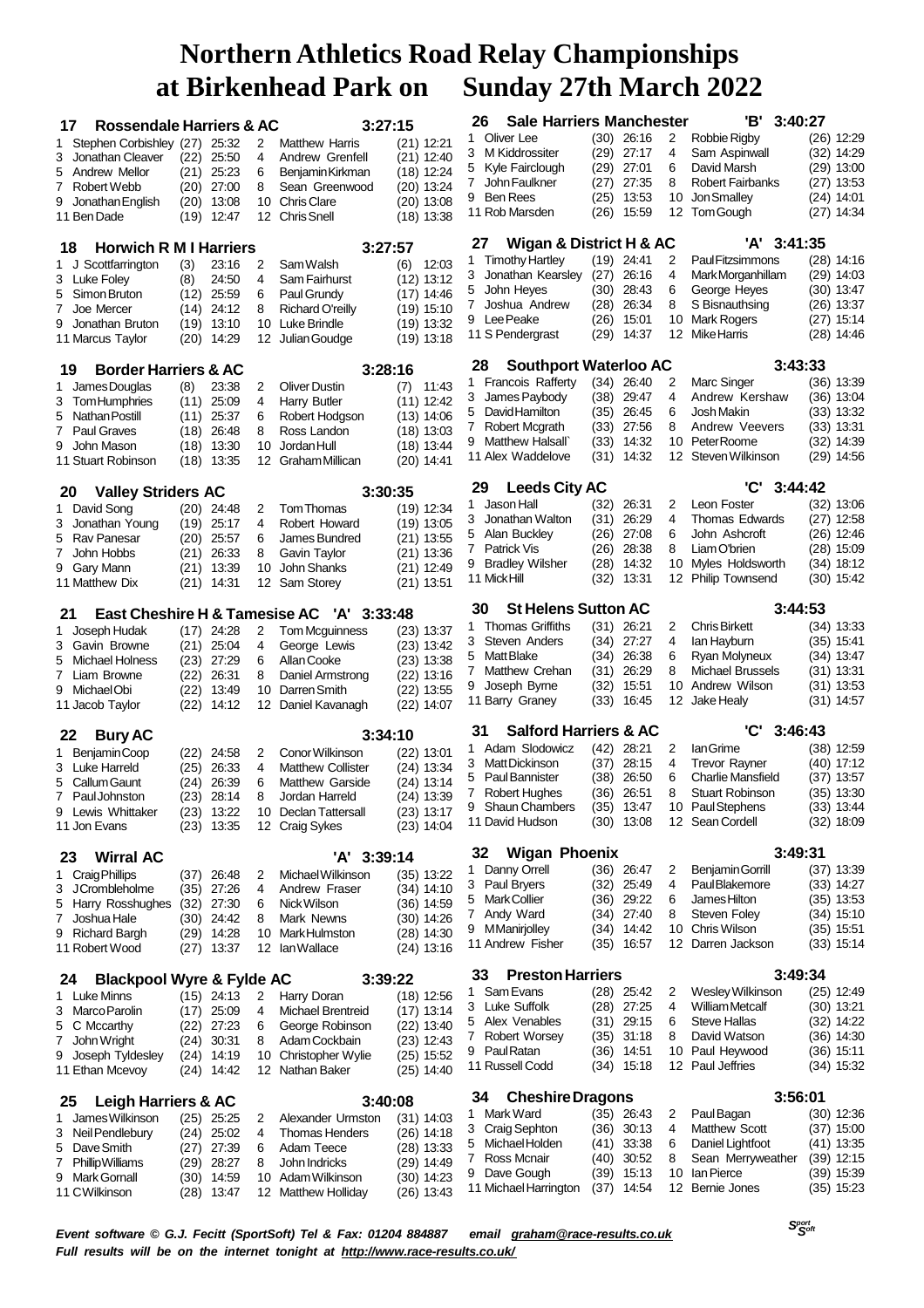# Northern Athletics Road Relay Championships at Birkenhead Park on Sunday 27th March 2022

## 17 Rossendale Harriers & AC — 3:27:15

| Leg | Runner | Pos | Time | Leg | Runner | Pos | Time |
|---|---|---|---|---|---|---|---|
| 1 | Stephen Corbishley | (27) | 25:32 | 2 | Matthew Harris | (21) | 12:21 |
| 3 | Jonathan Cleaver | (22) | 25:50 | 4 | Andrew Grenfell | (21) | 12:40 |
| 5 | Andrew Mellor | (21) | 25:23 | 6 | Benjamin Kirkman | (18) | 12:24 |
| 7 | Robert Webb | (20) | 27:00 | 8 | Sean Greenwood | (20) | 13:24 |
| 9 | Jonathan English | (20) | 13:08 | 10 | Chris Clare | (20) | 13:08 |
| 11 | Ben Dade | (19) | 12:47 | 12 | Chris Snell | (18) | 13:38 |

## 18 Horwich R M I Harriers — 3:27:57

| Leg | Runner | Pos | Time | Leg | Runner | Pos | Time |
|---|---|---|---|---|---|---|---|
| 1 | J Scottfarrington | (3) | 23:16 | 2 | Sam Walsh | (6) | 12:03 |
| 3 | Luke Foley | (8) | 24:50 | 4 | Sam Fairhurst | (12) | 13:12 |
| 5 | Simon Bruton | (12) | 25:59 | 6 | Paul Grundy | (17) | 14:46 |
| 7 | Joe Mercer | (14) | 24:12 | 8 | Richard O'reilly | (19) | 15:10 |
| 9 | Jonathan Bruton | (19) | 13:10 | 10 | Luke Brindle | (19) | 13:32 |
| 11 | Marcus Taylor | (20) | 14:29 | 12 | Julian Goudge | (19) | 13:18 |

## 19 Border Harriers & AC — 3:28:16

| Leg | Runner | Pos | Time | Leg | Runner | Pos | Time |
|---|---|---|---|---|---|---|---|
| 1 | James Douglas | (8) | 23:38 | 2 | Oliver Dustin | (7) | 11:43 |
| 3 | Tom Humphries | (11) | 25:09 | 4 | Harry Butler | (11) | 12:42 |
| 5 | Nathan Postill | (11) | 25:37 | 6 | Robert Hodgson | (13) | 14:06 |
| 7 | Paul Graves | (18) | 26:48 | 8 | Ross Landon | (18) | 13:03 |
| 9 | John Mason | (18) | 13:30 | 10 | Jordan Hull | (18) | 13:44 |
| 11 | Stuart Robinson | (18) | 13:35 | 12 | Graham Millican | (20) | 14:41 |

## 20 Valley Striders AC — 3:30:35

| Leg | Runner | Pos | Time | Leg | Runner | Pos | Time |
|---|---|---|---|---|---|---|---|
| 1 | David Song | (20) | 24:48 | 2 | Tom Thomas | (19) | 12:34 |
| 3 | Jonathan Young | (19) | 25:17 | 4 | Robert Howard | (19) | 13:05 |
| 5 | Rav Panesar | (20) | 25:57 | 6 | James Bundred | (21) | 13:55 |
| 7 | John Hobbs | (21) | 26:33 | 8 | Gavin Taylor | (21) | 13:36 |
| 9 | Gary Mann | (21) | 13:39 | 10 | John Shanks | (21) | 12:49 |
| 11 | Matthew Dix | (21) | 14:31 | 12 | Sam Storey | (21) | 13:51 |

## 21 East Cheshire H & Tamesise AC 'A' — 3:33:48

| Leg | Runner | Pos | Time | Leg | Runner | Pos | Time |
|---|---|---|---|---|---|---|---|
| 1 | Joseph Hudak | (17) | 24:28 | 2 | Tom Mcguinness | (23) | 13:37 |
| 3 | Gavin Browne | (21) | 25:04 | 4 | George Lewis | (23) | 13:42 |
| 5 | Michael Holness | (23) | 27:29 | 6 | Allan Cooke | (23) | 13:38 |
| 7 | Liam Browne | (22) | 26:31 | 8 | Daniel Armstrong | (22) | 13:16 |
| 9 | Michael Obi | (22) | 13:49 | 10 | Darren Smith | (22) | 13:55 |
| 11 | Jacob Taylor | (22) | 14:12 | 12 | Daniel Kavanagh | (22) | 14:07 |

## 22 Bury AC — 3:34:10

| Leg | Runner | Pos | Time | Leg | Runner | Pos | Time |
|---|---|---|---|---|---|---|---|
| 1 | Benjamin Coop | (22) | 24:58 | 2 | Conor Wilkinson | (22) | 13:01 |
| 3 | Luke Harreld | (25) | 26:33 | 4 | Matthew Collister | (24) | 13:34 |
| 5 | Callum Gaunt | (24) | 26:39 | 6 | Matthew Garside | (24) | 13:14 |
| 7 | Paul Johnston | (23) | 28:14 | 8 | Jordan Harreld | (24) | 13:39 |
| 9 | Lewis Whittaker | (23) | 13:22 | 10 | Declan Tattersall | (23) | 13:17 |
| 11 | Jon Evans | (23) | 13:35 | 12 | Craig Sykes | (23) | 14:04 |

## 23 Wirral AC 'A' — 3:39:14

| Leg | Runner | Pos | Time | Leg | Runner | Pos | Time |
|---|---|---|---|---|---|---|---|
| 1 | Craig Phillips | (37) | 26:48 | 2 | Michael Wilkinson | (35) | 13:22 |
| 3 | J Crombleholme | (35) | 27:26 | 4 | Andrew Fraser | (34) | 14:10 |
| 5 | Harry Rosshughes | (32) | 27:30 | 6 | Nick Wilson | (36) | 14:59 |
| 7 | Joshua Hale | (30) | 24:42 | 8 | Mark Newns | (30) | 14:26 |
| 9 | Richard Bargh | (29) | 14:28 | 10 | Mark Hulmston | (28) | 14:30 |
| 11 | Robert Wood | (27) | 13:37 | 12 | Ian Wallace | (24) | 13:16 |

## 24 Blackpool Wyre & Fylde AC — 3:39:22

| Leg | Runner | Pos | Time | Leg | Runner | Pos | Time |
|---|---|---|---|---|---|---|---|
| 1 | Luke Minns | (15) | 24:13 | 2 | Harry Doran | (18) | 12:56 |
| 3 | Marco Parolin | (17) | 25:09 | 4 | Michael Brentreid | (17) | 13:14 |
| 5 | C Mccarthy | (22) | 27:23 | 6 | George Robinson | (22) | 13:40 |
| 7 | John Wright | (24) | 30:31 | 8 | Adam Cockbain | (23) | 12:43 |
| 9 | Joseph Tyldesley | (24) | 14:19 | 10 | Christopher Wylie | (25) | 15:52 |
| 11 | Ethan Mcevoy | (24) | 14:42 | 12 | Nathan Baker | (25) | 14:40 |

## 25 Leigh Harriers & AC — 3:40:08

| Leg | Runner | Pos | Time | Leg | Runner | Pos | Time |
|---|---|---|---|---|---|---|---|
| 1 | James Wilkinson | (25) | 25:25 | 2 | Alexander Urmston | (31) | 14:03 |
| 3 | Neil Pendlebury | (24) | 25:02 | 4 | Thomas Henders | (26) | 14:18 |
| 5 | Dave Smith | (27) | 27:39 | 6 | Adam Teece | (28) | 13:33 |
| 7 | Phillip Williams | (29) | 28:27 | 8 | John Indricks | (29) | 14:49 |
| 9 | Mark Gornall | (30) | 14:59 | 10 | Adam Wilkinson | (30) | 14:23 |
| 11 | C Wilkinson | (28) | 13:47 | 12 | Matthew Holliday | (26) | 13:43 |

## 26 Sale Harriers Manchester 'B' — 3:40:27

| Leg | Runner | Pos | Time | Leg | Runner | Pos | Time |
|---|---|---|---|---|---|---|---|
| 1 | Oliver Lee | (30) | 26:16 | 2 | Robbie Rigby | (26) | 12:29 |
| 3 | M Kiddrossiter | (29) | 27:17 | 4 | Sam Aspinwall | (32) | 14:29 |
| 5 | Kyle Fairclough | (29) | 27:01 | 6 | David Marsh | (29) | 13:00 |
| 7 | John Faulkner | (27) | 27:35 | 8 | Robert Fairbanks | (27) | 13:53 |
| 9 | Ben Rees | (25) | 13:53 | 10 | Jon Smalley | (24) | 14:01 |
| 11 | Rob Marsden | (26) | 15:59 | 12 | Tom Gough | (27) | 14:34 |

## 27 Wigan & District H & AC 'A' — 3:41:35

| Leg | Runner | Pos | Time | Leg | Runner | Pos | Time |
|---|---|---|---|---|---|---|---|
| 1 | Timothy Hartley | (19) | 24:41 | 2 | Paul Fitzsimmons | (28) | 14:16 |
| 3 | Jonathan Kearsley | (27) | 26:16 | 4 | Mark Morganhillam | (29) | 14:03 |
| 5 | John Heyes | (30) | 28:43 | 6 | George Heyes | (30) | 13:47 |
| 7 | Joshua Andrew | (28) | 26:34 | 8 | S Bisnauthsing | (26) | 13:37 |
| 9 | Jonathan Pendergrast | (26) | 15:01 | 10 | Mark Rogers | (27) | 15:14 |
| 11 | S Pendergrast | (29) | 14:37 | 12 | Mike Harris | (28) | 14:46 |

## 28 Southport Waterloo AC — 3:43:33

| Leg | Runner | Pos | Time | Leg | Runner | Pos | Time |
|---|---|---|---|---|---|---|---|
| 1 | Francois Rafferty | (34) | 26:40 | 2 | Marc Singer | (36) | 13:39 |
| 3 | James Paybody | (38) | 29:47 | 4 | Andrew Kershaw | (36) | 13:04 |
| 5 | David Hamilton | (35) | 26:45 | 6 | Josh Makin | (33) | 13:32 |
| 7 | Robert Mcgrath | (33) | 27:56 | 8 | Andrew Veevers | (33) | 13:31 |
| 9 | Matthew Halsall` | (33) | 14:32 | 10 | Peter Roome | (32) | 14:39 |
| 11 | Alex Waddelove | (31) | 14:32 | 12 | Steven Wilkinson | (29) | 14:56 |

## 29 Leeds City AC 'C' — 3:44:42

| Leg | Runner | Pos | Time | Leg | Runner | Pos | Time |
|---|---|---|---|---|---|---|---|
| 1 | Jason Hall | (32) | 26:31 | 2 | Leon Foster | (32) | 13:06 |
| 3 | Jonathan Walton | (31) | 26:29 | 4 | Thomas Edwards | (27) | 12:58 |
| 5 | Alan Buckley | (26) | 27:08 | 6 | John Ashcroft | (26) | 12:46 |
| 7 | Patrick Vis | (26) | 28:38 | 8 | Liam O'brien | (28) | 15:09 |
| 9 | Bradley Wilsher | (28) | 14:32 | 10 | Myles Holdsworth | (34) | 18:12 |
| 11 | Mick Hill | (32) | 13:31 | 12 | Philip Townsend | (30) | 15:42 |

## 30 St Helens Sutton AC — 3:44:53

| Leg | Runner | Pos | Time | Leg | Runner | Pos | Time |
|---|---|---|---|---|---|---|---|
| 1 | Thomas Griffiths | (31) | 26:21 | 2 | Chris Birkett | (34) | 13:33 |
| 3 | Steven Anders | (34) | 27:27 | 4 | Ian Hayburn | (35) | 15:41 |
| 5 | Matt Blake | (34) | 26:38 | 6 | Ryan Molyneux | (34) | 13:47 |
| 7 | Matthew Crehan | (31) | 26:29 | 8 | Michael Brussels | (31) | 13:31 |
| 9 | Joseph Byrne | (32) | 15:51 | 10 | Andrew Wilson | (31) | 13:53 |
| 11 | Barry Graney | (33) | 16:45 | 12 | Jake Healy | (31) | 14:57 |

## 31 Salford Harriers & AC 'C' — 3:46:43

| Leg | Runner | Pos | Time | Leg | Runner | Pos | Time |
|---|---|---|---|---|---|---|---|
| 1 | Adam Slodowicz | (42) | 28:21 | 2 | Ian Grime | (38) | 12:59 |
| 3 | Matt Dickinson | (37) | 28:15 | 4 | Trevor Rayner | (40) | 17:12 |
| 5 | Paul Bannister | (38) | 26:50 | 6 | Charlie Mansfield | (37) | 13:57 |
| 7 | Robert Hughes | (36) | 26:51 | 8 | Stuart Robinson | (35) | 13:30 |
| 9 | Shaun Chambers | (35) | 13:47 | 10 | Paul Stephens | (33) | 13:44 |
| 11 | David Hudson | (30) | 13:08 | 12 | Sean Cordell | (32) | 18:09 |

## 32 Wigan Phoenix — 3:49:31

| Leg | Runner | Pos | Time | Leg | Runner | Pos | Time |
|---|---|---|---|---|---|---|---|
| 1 | Danny Orrell | (36) | 26:47 | 2 | Benjamin Gorrill | (37) | 13:39 |
| 3 | Paul Bryers | (32) | 25:49 | 4 | Paul Blakemore | (33) | 14:27 |
| 5 | Mark Collier | (36) | 29:22 | 6 | James Hilton | (35) | 13:53 |
| 7 | Andy Ward | (34) | 27:40 | 8 | Steven Foley | (34) | 15:10 |
| 9 | M Manirjolley | (34) | 14:42 | 10 | Chris Wilson | (35) | 15:51 |
| 11 | Andrew Fisher | (35) | 16:57 | 12 | Darren Jackson | (33) | 15:14 |

## 33 Preston Harriers — 3:49:34

| Leg | Runner | Pos | Time | Leg | Runner | Pos | Time |
|---|---|---|---|---|---|---|---|
| 1 | Sam Evans | (28) | 25:42 | 2 | Wesley Wilkinson | (25) | 12:49 |
| 3 | Luke Suffolk | (28) | 27:25 | 4 | William Metcalf | (30) | 13:21 |
| 5 | Alex Venables | (31) | 29:15 | 6 | Steve Hallas | (32) | 14:22 |
| 7 | Robert Worsey | (35) | 31:18 | 8 | David Watson | (36) | 14:30 |
| 9 | Paul Ratan | (36) | 14:51 | 10 | Paul Heywood | (36) | 15:11 |
| 11 | Russell Codd | (34) | 15:18 | 12 | Paul Jeffries | (34) | 15:32 |

## 34 Cheshire Dragons — 3:56:01

| Leg | Runner | Pos | Time | Leg | Runner | Pos | Time |
|---|---|---|---|---|---|---|---|
| 1 | Mark Ward | (35) | 26:43 | 2 | Paul Bagan | (30) | 12:36 |
| 3 | Craig Sephton | (36) | 30:13 | 4 | Matthew Scott | (37) | 15:00 |
| 5 | Michael Holden | (41) | 33:38 | 6 | Daniel Lightfoot | (41) | 13:35 |
| 7 | Ross Mcnair | (40) | 30:52 | 8 | Sean Merryweather | (39) | 12:15 |
| 9 | Dave Gough | (39) | 15:13 | 10 | Ian Pierce | (39) | 15:39 |
| 11 | Michael Harrington | (37) | 14:54 | 12 | Bernie Jones | (35) | 15:23 |

*Event software © G.J. Fecitt (SportSoft) Tel & Fax: 01204 884887 email graham@race-results.co.uk*
*Full results will be on the internet tonight at http://www.race-results.co.uk/*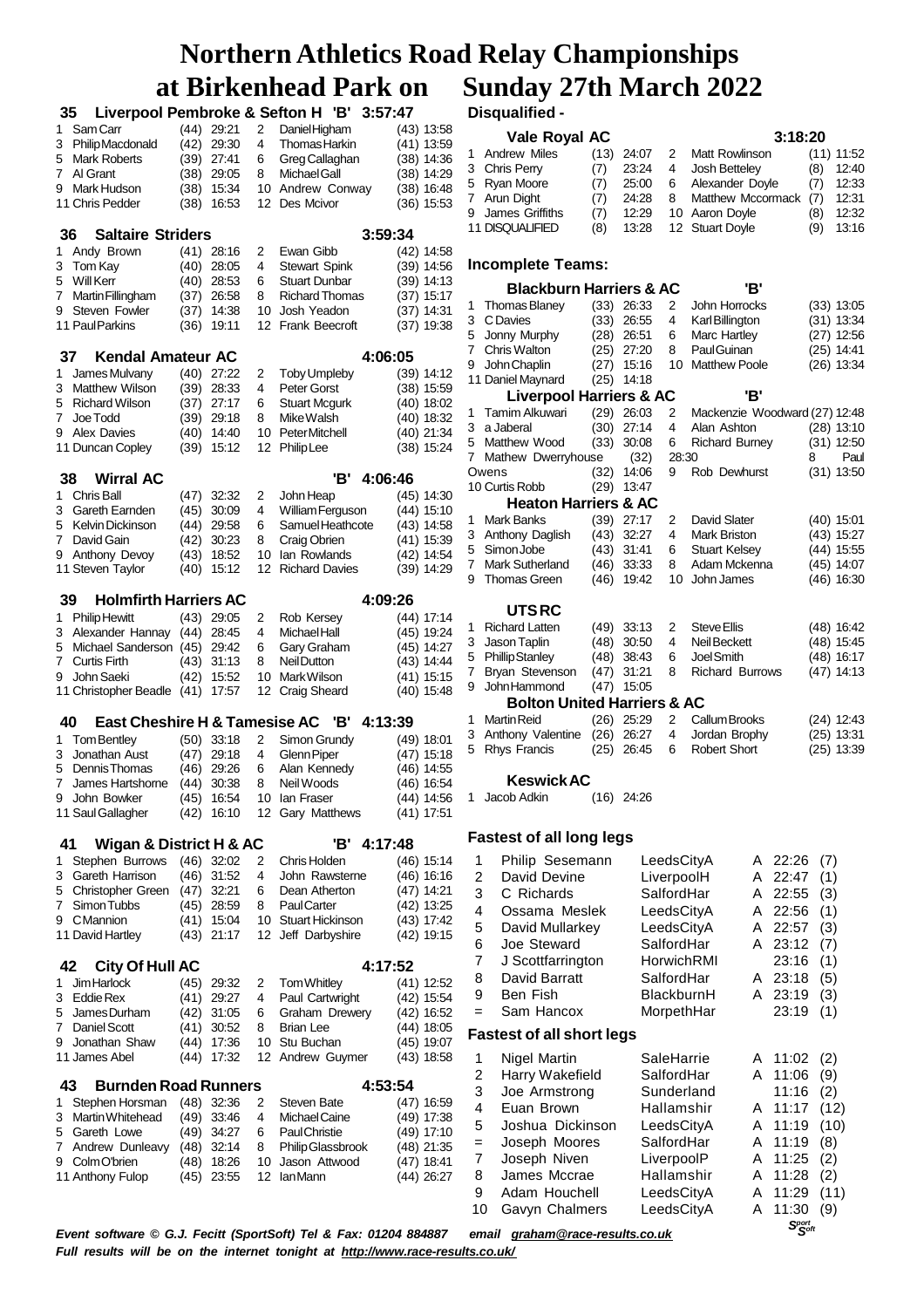# Northern Athletics Road Relay Championships at Birkenhead Park on Sunday 27th March 2022

### 35 Liverpool Pembroke & Sefton H 'B' 3:57:47

| | | | | | | | |
|---|---|---|---|---|---|---|---|
| 1 | Sam Carr | (44) | 29:21 | 2 | Daniel Higham | (43) | 13:58 |
| 3 | Philip Macdonald | (42) | 29:30 | 4 | Thomas Harkin | (41) | 13:59 |
| 5 | Mark Roberts | (39) | 27:41 | 6 | Greg Callaghan | (38) | 14:36 |
| 7 | Al Grant | (38) | 29:05 | 8 | Michael Gall | (38) | 14:29 |
| 9 | Mark Hudson | (38) | 15:34 | 10 | Andrew Conway | (38) | 16:48 |
| 11 | Chris Pedder | (38) | 16:53 | 12 | Des Mcivor | (36) | 15:53 |

### 36 Saltaire Striders 3:59:34

| | | | | | | | |
|---|---|---|---|---|---|---|---|
| 1 | Andy Brown | (41) | 28:16 | 2 | Ewan Gibb | (42) | 14:58 |
| 3 | Tom Kay | (40) | 28:05 | 4 | Stewart Spink | (39) | 14:56 |
| 5 | Will Kerr | (40) | 28:53 | 6 | Stuart Dunbar | (39) | 14:13 |
| 7 | Martin Fillingham | (37) | 26:58 | 8 | Richard Thomas | (37) | 15:17 |
| 9 | Steven Fowler | (37) | 14:38 | 10 | Josh Yeadon | (37) | 14:31 |
| 11 | Paul Parkins | (36) | 19:11 | 12 | Frank Beecroft | (37) | 19:38 |

### 37 Kendal Amateur AC 4:06:05

| | | | | | | | |
|---|---|---|---|---|---|---|---|
| 1 | James Mulvany | (40) | 27:22 | 2 | Toby Umpleby | (39) | 14:12 |
| 3 | Matthew Wilson | (39) | 28:33 | 4 | Peter Gorst | (38) | 15:59 |
| 5 | Richard Wilson | (37) | 27:17 | 6 | Stuart Mcgurk | (40) | 18:02 |
| 7 | Joe Todd | (39) | 29:18 | 8 | Mike Walsh | (40) | 18:32 |
| 9 | Alex Davies | (40) | 14:40 | 10 | Peter Mitchell | (40) | 21:34 |
| 11 | Duncan Copley | (39) | 15:12 | 12 | Philip Lee | (38) | 15:24 |

### 38 Wirral AC 'B' 4:06:46

| | | | | | | | |
|---|---|---|---|---|---|---|---|
| 1 | Chris Ball | (47) | 32:32 | 2 | John Heap | (45) | 14:30 |
| 3 | Gareth Earnden | (45) | 30:09 | 4 | William Ferguson | (44) | 15:10 |
| 5 | Kelvin Dickinson | (44) | 29:58 | 6 | Samuel Heathcote | (43) | 14:58 |
| 7 | David Gain | (42) | 30:23 | 8 | Craig Obrien | (41) | 15:39 |
| 9 | Anthony Devoy | (43) | 18:52 | 10 | Ian Rowlands | (42) | 14:54 |
| 11 | Steven Taylor | (40) | 15:12 | 12 | Richard Davies | (39) | 14:29 |

### 39 Holmfirth Harriers AC 4:09:26

| | | | | | | | |
|---|---|---|---|---|---|---|---|
| 1 | Philip Hewitt | (43) | 29:05 | 2 | Rob Kersey | (44) | 17:14 |
| 3 | Alexander Hannay | (44) | 28:45 | 4 | Michael Hall | (45) | 19:24 |
| 5 | Michael Sanderson | (45) | 29:42 | 6 | Gary Graham | (45) | 14:27 |
| 7 | Curtis Firth | (43) | 31:13 | 8 | Neil Dutton | (43) | 14:44 |
| 9 | John Saeki | (42) | 15:52 | 10 | Mark Wilson | (41) | 15:15 |
| 11 | Christopher Beadle | (41) | 17:57 | 12 | Craig Sheard | (40) | 15:48 |

### 40 East Cheshire H & Tamesise AC 'B' 4:13:39

| | | | | | | | |
|---|---|---|---|---|---|---|---|
| 1 | Tom Bentley | (50) | 33:18 | 2 | Simon Grundy | (49) | 18:01 |
| 3 | Jonathan Aust | (47) | 29:18 | 4 | Glenn Piper | (47) | 15:18 |
| 5 | Dennis Thomas | (46) | 29:26 | 6 | Alan Kennedy | (46) | 14:55 |
| 7 | James Hartshorne | (44) | 30:38 | 8 | Neil Woods | (46) | 16:54 |
| 9 | John Bowker | (45) | 16:54 | 10 | Ian Fraser | (44) | 14:56 |
| 11 | Saul Gallagher | (42) | 16:10 | 12 | Gary Matthews | (41) | 17:51 |

### 41 Wigan & District H & AC 'B' 4:17:48

| | | | | | | | |
|---|---|---|---|---|---|---|---|
| 1 | Stephen Burrows | (46) | 32:02 | 2 | Chris Holden | (46) | 15:14 |
| 3 | Gareth Harrison | (46) | 31:52 | 4 | John Rawsterne | (46) | 16:16 |
| 5 | Christopher Green | (47) | 32:21 | 6 | Dean Atherton | (47) | 14:21 |
| 7 | Simon Tubbs | (45) | 28:59 | 8 | Paul Carter | (42) | 13:25 |
| 9 | C Mannion | (41) | 15:04 | 10 | Stuart Hickinson | (43) | 17:42 |
| 11 | David Hartley | (43) | 21:17 | 12 | Jeff Darbyshire | (42) | 19:15 |

### 42 City Of Hull AC 4:17:52

| | | | | | | | |
|---|---|---|---|---|---|---|---|
| 1 | Jim Harlock | (45) | 29:32 | 2 | Tom Whitley | (41) | 12:52 |
| 3 | Eddie Rex | (41) | 29:27 | 4 | Paul Cartwright | (42) | 15:54 |
| 5 | James Durham | (42) | 31:05 | 6 | Graham Drewery | (42) | 16:52 |
| 7 | Daniel Scott | (41) | 30:52 | 8 | Brian Lee | (44) | 18:05 |
| 9 | Jonathan Shaw | (44) | 17:36 | 10 | Stu Buchan | (45) | 19:07 |
| 11 | James Abel | (44) | 17:32 | 12 | Andrew Guymer | (43) | 18:58 |

### 43 Burnden Road Runners 4:53:54

| | | | | | | | |
|---|---|---|---|---|---|---|---|
| 1 | Stephen Horsman | (48) | 32:36 | 2 | Steven Bate | (47) | 16:59 |
| 3 | Martin Whitehead | (49) | 33:46 | 4 | Michael Caine | (49) | 17:38 |
| 5 | Gareth Lowe | (49) | 34:27 | 6 | Paul Christie | (49) | 17:10 |
| 7 | Andrew Dunleavy | (48) | 32:14 | 8 | Philip Glassbrook | (48) | 21:35 |
| 9 | Colm O'brien | (48) | 18:26 | 10 | Jason Attwood | (47) | 18:41 |
| 11 | Anthony Fulop | (45) | 23:55 | 12 | Ian Mann | (44) | 26:27 |

## Disqualified -

### Vale Royal AC 3:18:20

| | | | | | | | |
|---|---|---|---|---|---|---|---|
| 1 | Andrew Miles | (13) | 24:07 | 2 | Matt Rowlinson | (11) | 11:52 |
| 3 | Chris Perry | (7) | 23:24 | 4 | Josh Betteley | (8) | 12:40 |
| 5 | Ryan Moore | (7) | 25:00 | 6 | Alexander Doyle | (7) | 12:33 |
| 7 | Arun Dight | (7) | 24:28 | 8 | Matthew Mccormack | (7) | 12:31 |
| 9 | James Griffiths | (7) | 12:29 | 10 | Aaron Doyle | (8) | 12:32 |
| 11 | DISQUALIFIED | (8) | 13:28 | 12 | Stuart Doyle | (9) | 13:16 |

## Incomplete Teams:

### Blackburn Harriers & AC 'B'

| | | | | | | | |
|---|---|---|---|---|---|---|---|
| 1 | Thomas Blaney | (33) | 26:33 | 2 | John Horrocks | (33) | 13:05 |
| 3 | C Davies | (33) | 26:55 | 4 | Karl Billington | (31) | 13:34 |
| 5 | Jonny Murphy | (28) | 26:51 | 6 | Marc Hartley | (27) | 12:56 |
| 7 | Chris Walton | (25) | 27:20 | 8 | Paul Guinan | (25) | 14:41 |
| 9 | John Chaplin | (27) | 15:16 | 10 | Matthew Poole | (26) | 13:34 |
| 11 | Daniel Maynard | (25) | 14:18 | | | | |

### Liverpool Harriers & AC 'B'

| | | | | | | | |
|---|---|---|---|---|---|---|---|
| 1 | Tamim Alkuwari | (29) | 26:03 | 2 | Mackenzie Woodward | (27) | 12:48 |
| 3 | a Jaberal | (30) | 27:14 | 4 | Alan Ashton | (28) | 13:10 |
| 5 | Matthew Wood | (33) | 30:08 | 6 | Richard Burney | (31) | 12:50 |
| 7 | Mathew Dwerryhouse | (32) | 28:30 | 8 | Paul Owens | (32) | 14:06 |
| 9 | Rob Dewhurst | (31) | 13:50 | 10 | Curtis Robb | (29) | 13:47 |

### Heaton Harriers & AC

| | | | | | | | |
|---|---|---|---|---|---|---|---|
| 1 | Mark Banks | (39) | 27:17 | 2 | David Slater | (40) | 15:01 |
| 3 | Anthony Daglish | (43) | 32:27 | 4 | Mark Briston | (43) | 15:27 |
| 5 | Simon Jobe | (43) | 31:41 | 6 | Stuart Kelsey | (44) | 15:55 |
| 7 | Mark Sutherland | (46) | 33:33 | 8 | Adam Mckenna | (45) | 14:07 |
| 9 | Thomas Green | (46) | 19:42 | 10 | John James | (46) | 16:30 |

### UTS RC

| | | | | | | | |
|---|---|---|---|---|---|---|---|
| 1 | Richard Latten | (49) | 33:13 | 2 | Steve Ellis | (48) | 16:42 |
| 3 | Jason Taplin | (48) | 30:50 | 4 | Neil Beckett | (48) | 15:45 |
| 5 | Phillip Stanley | (48) | 38:43 | 6 | Joel Smith | (48) | 16:17 |
| 7 | Bryan Stevenson | (47) | 31:21 | 8 | Richard Burrows | (47) | 14:13 |
| 9 | John Hammond | (47) | 15:05 | | | | |

### Bolton United Harriers & AC

| | | | | | | | |
|---|---|---|---|---|---|---|---|
| 1 | Martin Reid | (26) | 25:29 | 2 | Callum Brooks | (24) | 12:43 |
| 3 | Anthony Valentine | (26) | 26:27 | 4 | Jordan Brophy | (25) | 13:31 |
| 5 | Rhys Francis | (25) | 26:45 | 6 | Robert Short | (25) | 13:39 |

### Keswick AC

| | | | |
|---|---|---|---|
| 1 | Jacob Adkin | (16) | 24:26 |

## Fastest of all long legs

| | | | | | |
|---|---|---|---|---|---|
| 1 | Philip Sesemann | LeedsCityA | A | 22:26 | (7) |
| 2 | David Devine | LiverpoolH | A | 22:47 | (1) |
| 3 | C Richards | SalfordHar | A | 22:55 | (3) |
| 4 | Ossama Meslek | LeedsCityA | A | 22:56 | (1) |
| 5 | David Mullarkey | LeedsCityA | A | 22:57 | (3) |
| 6 | Joe Steward | SalfordHar | A | 23:12 | (7) |
| 7 | J Scottfarrington | HorwichRMI | | 23:16 | (1) |
| 8 | David Barratt | SalfordHar | A | 23:18 | (5) |
| 9 | Ben Fish | BlackburnH | A | 23:19 | (3) |
| = | Sam Hancox | MorpethHar | | 23:19 | (1) |

## Fastest of all short legs

| | | | | | |
|---|---|---|---|---|---|
| 1 | Nigel Martin | SaleHarrie | A | 11:02 | (2) |
| 2 | Harry Wakefield | SalfordHar | A | 11:06 | (9) |
| 3 | Joe Armstrong | Sunderland | | 11:16 | (2) |
| 4 | Euan Brown | Hallamshir | A | 11:17 | (12) |
| 5 | Joshua Dickinson | LeedsCityA | A | 11:19 | (10) |
| = | Joseph Moores | SalfordHar | A | 11:19 | (8) |
| 7 | Joseph Niven | LiverpoolP | A | 11:25 | (2) |
| 8 | James Mccrae | Hallamshir | A | 11:28 | (2) |
| 9 | Adam Houchell | LeedsCityA | A | 11:29 | (11) |
| 10 | Gavyn Chalmers | LeedsCityA | A | 11:30 | (9) |

*Event software © G.J. Fecitt (SportSoft) Tel & Fax: 01204 884887 email graham@race-results.co.uk*

*Full results will be on the internet tonight at http://www.race-results.co.uk/*